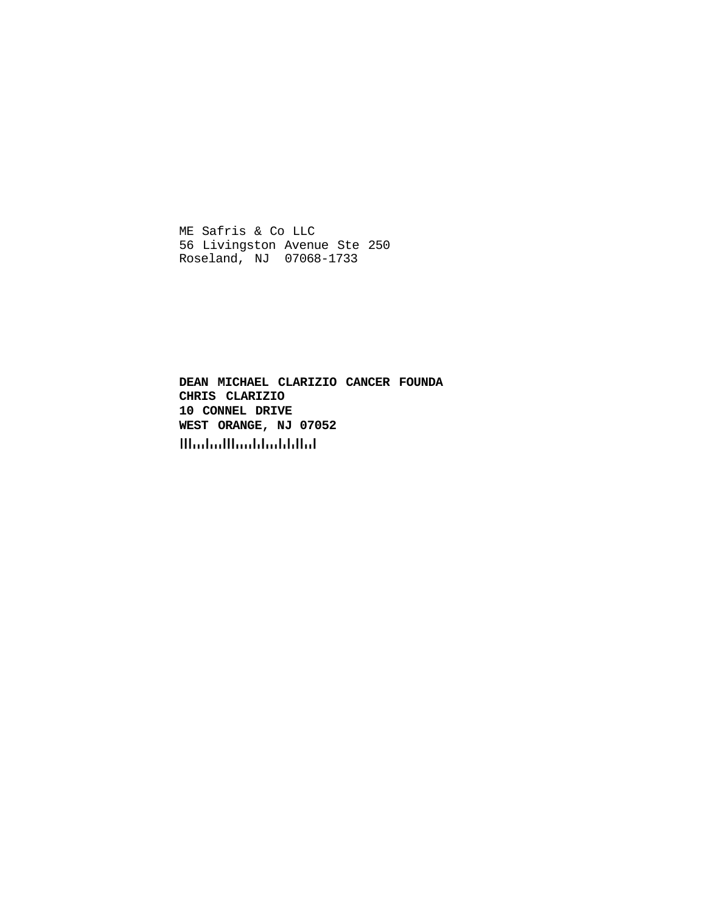ME Safris & Co LLC
56 Livingston Avenue Ste 250
Roseland, NJ  07068-1733

**DEAN MICHAEL CLARIZIO CANCER FOUNDA**
**CHRIS CLARIZIO**
**10 CONNEL DRIVE**
**WEST ORANGE, NJ 07052**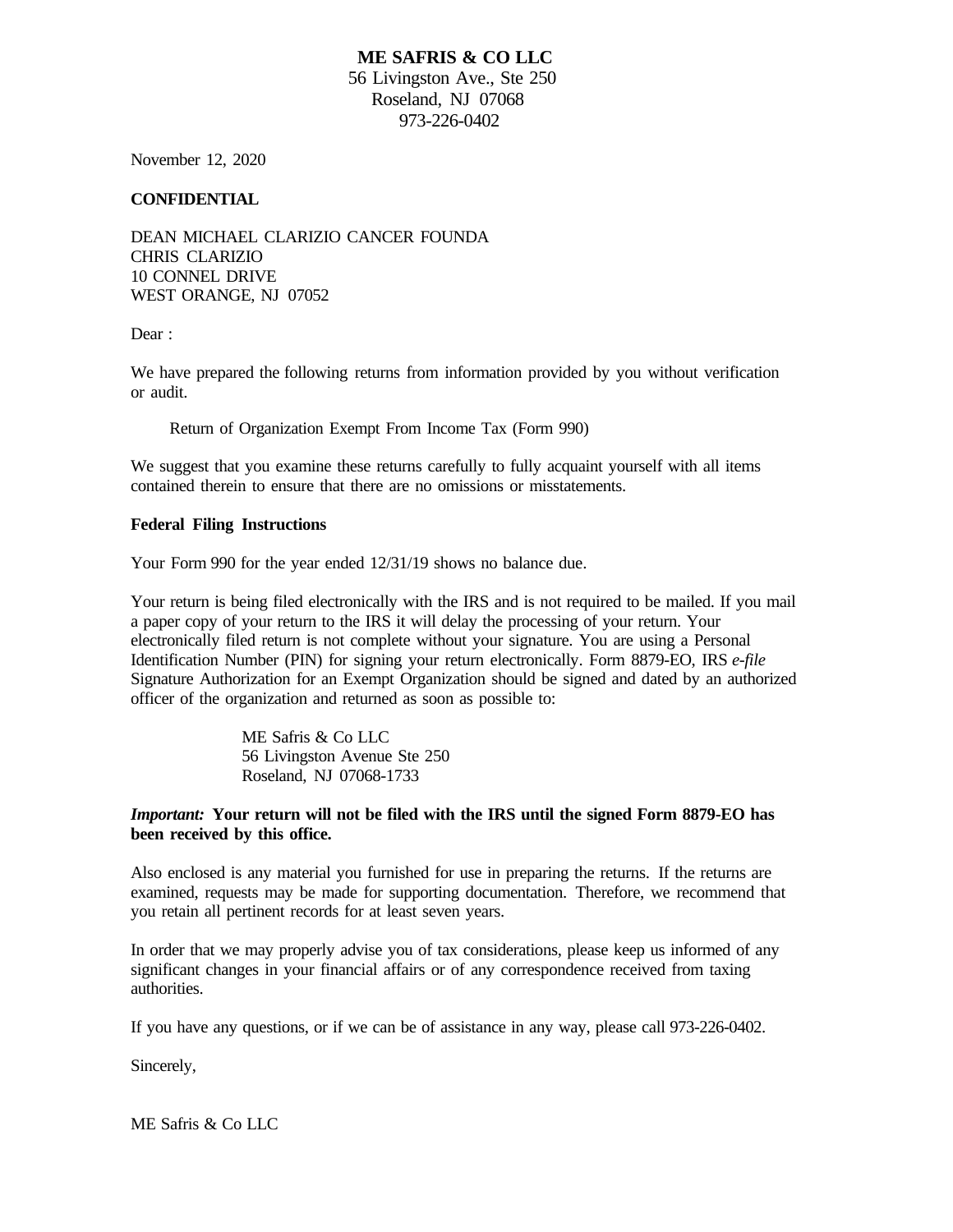**ME SAFRIS & CO LLC**
56 Livingston Ave., Ste 250
Roseland, NJ 07068
973-226-0402

November 12, 2020

**CONFIDENTIAL**

DEAN MICHAEL CLARIZIO CANCER FOUNDA
CHRIS CLARIZIO
10 CONNEL DRIVE
WEST ORANGE, NJ 07052

Dear :

We have prepared the following returns from information provided by you without verification or audit.

Return of Organization Exempt From Income Tax (Form 990)

We suggest that you examine these returns carefully to fully acquaint yourself with all items contained therein to ensure that there are no omissions or misstatements.

**Federal Filing Instructions**

Your Form 990 for the year ended 12/31/19 shows no balance due.

Your return is being filed electronically with the IRS and is not required to be mailed. If you mail a paper copy of your return to the IRS it will delay the processing of your return. Your electronically filed return is not complete without your signature. You are using a Personal Identification Number (PIN) for signing your return electronically. Form 8879-EO, IRS *e-file* Signature Authorization for an Exempt Organization should be signed and dated by an authorized officer of the organization and returned as soon as possible to:

ME Safris & Co LLC
56 Livingston Avenue Ste 250
Roseland, NJ 07068-1733

***Important:* Your return will not be filed with the IRS until the signed Form 8879-EO has been received by this office.**

Also enclosed is any material you furnished for use in preparing the returns. If the returns are examined, requests may be made for supporting documentation. Therefore, we recommend that you retain all pertinent records for at least seven years.

In order that we may properly advise you of tax considerations, please keep us informed of any significant changes in your financial affairs or of any correspondence received from taxing authorities.

If you have any questions, or if we can be of assistance in any way, please call 973-226-0402.

Sincerely,

ME Safris & Co LLC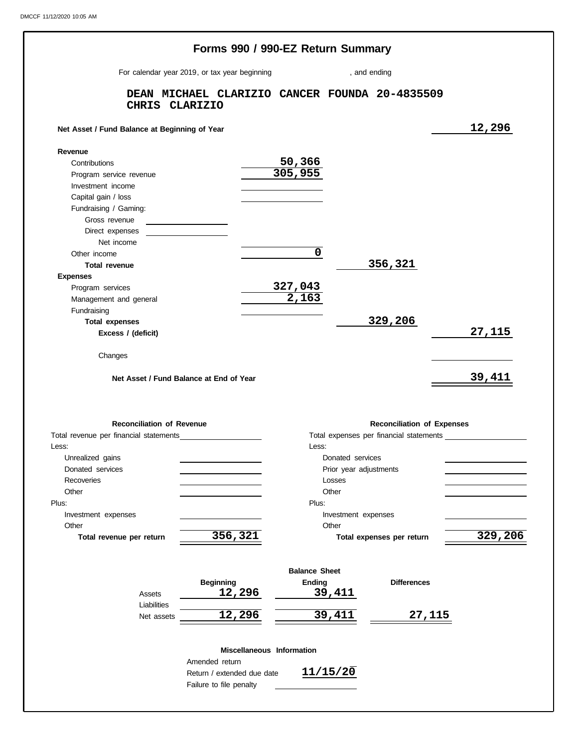# Forms 990 / 990-EZ Return Summary

For calendar year 2019, or tax year beginning , and ending

**DEAN MICHAEL CLARIZIO CANCER FOUNDA 20-4835509**
**CHRIS CLARIZIO**

| | | | |
|---|---|---|---|
| **Net Asset / Fund Balance at Beginning of Year** | | | 12,296 |
| **Revenue** | | | |
| Contributions | 50,366 | | |
| Program service revenue | 305,955 | | |
| Investment income | | | |
| Capital gain / loss | | | |
| Fundraising / Gaming: | | | |
| Gross revenue | | | |
| Direct expenses | | | |
| Net income | | | |
| Other income | 0 | | |
| **Total revenue** | | 356,321 | |
| **Expenses** | | | |
| Program services | 327,043 | | |
| Management and general | 2,163 | | |
| Fundraising | | | |
| **Total expenses** | | 329,206 | |
| **Excess / (deficit)** | | | 27,115 |
| Changes | | | |
| **Net Asset / Fund Balance at End of Year** | | | 39,411 |

| **Reconciliation of Revenue** | | **Reconciliation of Expenses** | |
|---|---|---|---|
| Total revenue per financial statements | | Total expenses per financial statements | |
| Less: | | Less: | |
| Unrealized gains | | Donated services | |
| Donated services | | Prior year adjustments | |
| Recoveries | | Losses | |
| Other | | Other | |
| Plus: | | Plus: | |
| Investment expenses | | Investment expenses | |
| Other | | Other | |
| **Total revenue per return** | 356,321 | **Total expenses per return** | 329,206 |

**Balance Sheet**

| | Beginning | Ending | Differences |
|---|---|---|---|
| Assets | 12,296 | 39,411 | |
| Liabilities | | | |
| Net assets | 12,296 | 39,411 | 27,115 |

**Miscellaneous Information**

| | |
|---|---|
| Amended return | |
| Return / extended due date | 11/15/20 |
| Failure to file penalty | |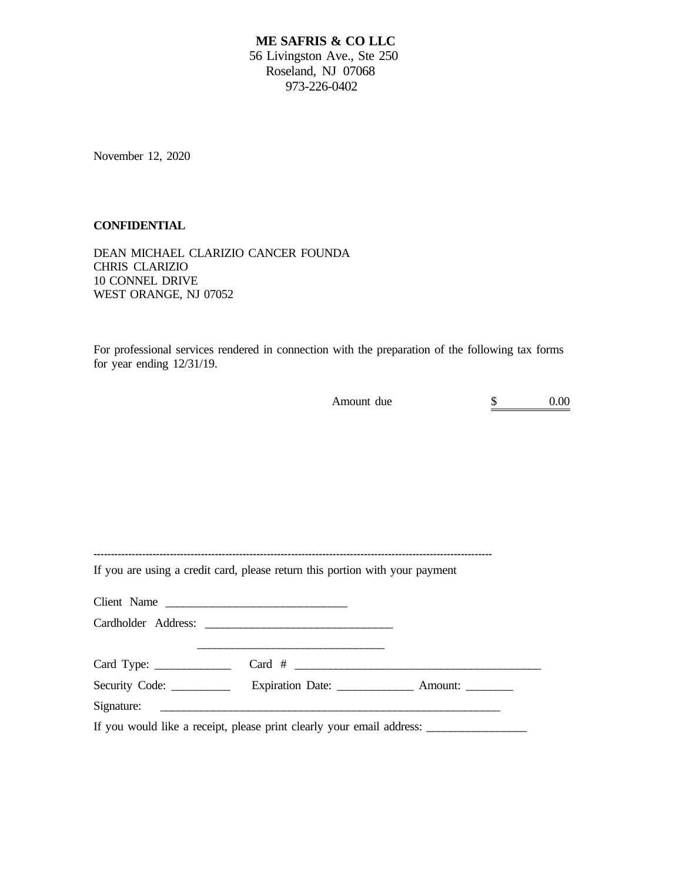**ME SAFRIS & CO LLC**
56 Livingston Ave., Ste 250
Roseland, NJ 07068
973-226-0402

November 12, 2020

**CONFIDENTIAL**

DEAN MICHAEL CLARIZIO CANCER FOUNDA
CHRIS CLARIZIO
10 CONNEL DRIVE
WEST ORANGE, NJ 07052

For professional services rendered in connection with the preparation of the following tax forms for year ending 12/31/19.

Amount due $ 0.00

---

If you are using a credit card, please return this portion with your payment

Client Name ______________________________

Cardholder Address: _______________________________

_______________________________

Card Type: ____________ Card # _________________________________________

Security Code: __________ Expiration Date: ____________ Amount: ________

Signature: _________________________________________________________

If you would like a receipt, please print clearly your email address: ________________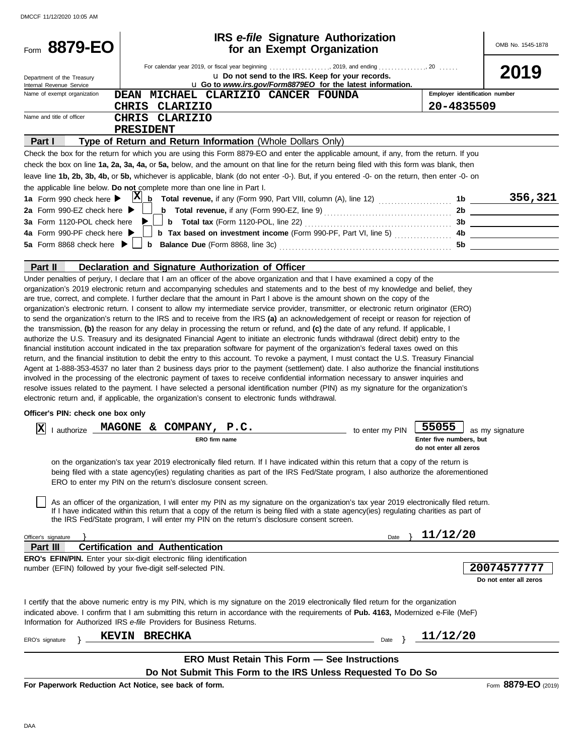DMCCF 11/12/2020 10:05 AM

# Form 8879-EO

## IRS *e-file* Signature Authorization for an Exempt Organization

OMB No. 1545-1878

**2019**

Department of the Treasury
Internal Revenue Service

For calendar year 2019, or fiscal year beginning . . . . . . . . . . . . . . . . . . . ., 2019, and ending . . . . . . . . . . . . . . ., 20 . . . . . .

u **Do not send to the IRS. Keep for your records.**

u **Go to *www.irs.gov/Form8879EO* for the latest information.**

Name of exempt organization: **DEAN MICHAEL CLARIZIO CANCER FOUNDA**
**CHRIS CLARIZIO**

Employer identification number: **20-4835509**

Name and title of officer: **CHRIS CLARIZIO**
**PRESIDENT**

### Part I — Type of Return and Return Information (Whole Dollars Only)

Check the box for the return for which you are using this Form 8879-EO and enter the applicable amount, if any, from the return. If you check the box on line **1a, 2a, 3a, 4a,** or **5a,** below, and the amount on that line for the return being filed with this form was blank, then leave line **1b, 2b, 3b, 4b,** or **5b,** whichever is applicable, blank (do not enter -0-). But, if you entered -0- on the return, then enter -0- on the applicable line below. **Do not** complete more than one line in Part I.

| | | | |
|---|---|---|---|
| **1a** Form 990 check here ▶ [X] | **b** **Total revenue,** if any (Form 990, Part VIII, column (A), line 12) | **1b** | **356,321** |
| **2a** Form 990-EZ check here ▶ [ ] | **b** **Total revenue,** if any (Form 990-EZ, line 9) | **2b** | |
| **3a** Form 1120-POL check here ▶ [ ] | **b** **Total tax** (Form 1120-POL, line 22) | **3b** | |
| **4a** Form 990-PF check here ▶ [ ] | **b** **Tax based on investment income** (Form 990-PF, Part VI, line 5) | **4b** | |
| **5a** Form 8868 check here ▶ [ ] | **b** **Balance Due** (Form 8868, line 3c) | **5b** | |

### Part II — Declaration and Signature Authorization of Officer

Under penalties of perjury, I declare that I am an officer of the above organization and that I have examined a copy of the organization's 2019 electronic return and accompanying schedules and statements and to the best of my knowledge and belief, they are true, correct, and complete. I further declare that the amount in Part I above is the amount shown on the copy of the organization's electronic return. I consent to allow my intermediate service provider, transmitter, or electronic return originator (ERO) to send the organization's return to the IRS and to receive from the IRS **(a)** an acknowledgement of receipt or reason for rejection of the transmission, **(b)** the reason for any delay in processing the return or refund, and **(c)** the date of any refund. If applicable, I authorize the U.S. Treasury and its designated Financial Agent to initiate an electronic funds withdrawal (direct debit) entry to the financial institution account indicated in the tax preparation software for payment of the organization's federal taxes owed on this return, and the financial institution to debit the entry to this account. To revoke a payment, I must contact the U.S. Treasury Financial Agent at 1-888-353-4537 no later than 2 business days prior to the payment (settlement) date. I also authorize the financial institutions involved in the processing of the electronic payment of taxes to receive confidential information necessary to answer inquiries and resolve issues related to the payment. I have selected a personal identification number (PIN) as my signature for the organization's electronic return and, if applicable, the organization's consent to electronic funds withdrawal.

**Officer's PIN: check one box only**

[X] I authorize **MAGONE & COMPANY, P.C.** (ERO firm name) to enter my PIN **55055** (Enter five numbers, but do not enter all zeros) as my signature on the organization's tax year 2019 electronically filed return. If I have indicated within this return that a copy of the return is being filed with a state agency(ies) regulating charities as part of the IRS Fed/State program, I also authorize the aforementioned ERO to enter my PIN on the return's disclosure consent screen.

[ ] As an officer of the organization, I will enter my PIN as my signature on the organization's tax year 2019 electronically filed return. If I have indicated within this return that a copy of the return is being filed with a state agency(ies) regulating charities as part of the IRS Fed/State program, I will enter my PIN on the return's disclosure consent screen.

Officer's signature } Date } **11/12/20**

### Part III — Certification and Authentication

**ERO's EFIN/PIN.** Enter your six-digit electronic filing identification number (EFIN) followed by your five-digit self-selected PIN.

**20074577777**
Do not enter all zeros

I certify that the above numeric entry is my PIN, which is my signature on the 2019 electronically filed return for the organization indicated above. I confirm that I am submitting this return in accordance with the requirements of **Pub. 4163,** Modernized e-File (MeF) Information for Authorized IRS *e-file* Providers for Business Returns.

ERO's signature } **KEVIN BRECHKA** Date } **11/12/20**

**ERO Must Retain This Form — See Instructions**

**Do Not Submit This Form to the IRS Unless Requested To Do So**

**For Paperwork Reduction Act Notice, see back of form.**

Form **8879-EO** (2019)

DAA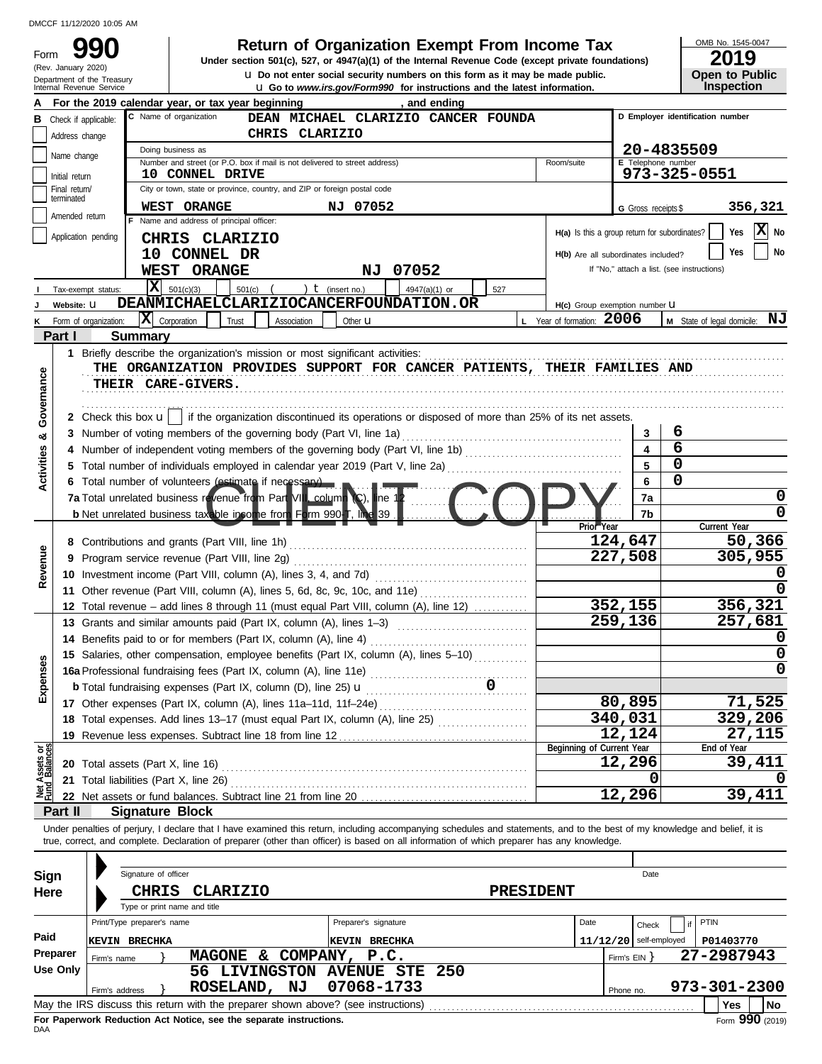DMCCF 11/12/2020 10:05 AM

# Form 990 — Return of Organization Exempt From Income Tax

(Rev. January 2020)
Department of the Treasury
Internal Revenue Service

**Under section 501(c), 527, or 4947(a)(1) of the Internal Revenue Code (except private foundations)**

u Do not enter social security numbers on this form as it may be made public.
u Go to *www.irs.gov/Form990* for instructions and the latest information.

OMB No. 1545-0047
**2019**
**Open to Public Inspection**

**A** For the 2019 calendar year, or tax year beginning , and ending

**B** Check if applicable:
- Address change
- Name change
- Initial return
- Final return/terminated
- Amended return
- Application pending

**C** Name of organization: DEAN MICHAEL CLARIZIO CANCER FOUNDA
CHRIS CLARIZIO

Doing business as

Number and street (or P.O. box if mail is not delivered to street address): 10 CONNEL DRIVE — Room/suite

City or town, state or province, country, and ZIP or foreign postal code: WEST ORANGE NJ 07052

**D** Employer identification number: 20-4835509

**E** Telephone number: 973-325-0551

**G** Gross receipts $ 356,321

**F** Name and address of principal officer:
CHRIS CLARIZIO
10 CONNEL DR
WEST ORANGE NJ 07052

H(a) Is this a group return for subordinates? Yes [ ] No [X]
H(b) Are all subordinates included? Yes [ ] No [ ]
If "No," attach a list. (see instructions)

**I** Tax-exempt status: [X] 501(c)(3) [ ] 501(c) ( ) t (insert no.) [ ] 4947(a)(1) or [ ] 527

**J** Website: u DEANMICHAELCLARIZIOCANCERFOUNDATION.OR

H(c) Group exemption number u

**K** Form of organization: [X] Corporation [ ] Trust [ ] Association [ ] Other u

**L** Year of formation: 2006

**M** State of legal domicile: NJ

## Part I — Summary

**Activities & Governance**

1 Briefly describe the organization's mission or most significant activities:
THE ORGANIZATION PROVIDES SUPPORT FOR CANCER PATIENTS, THEIR FAMILIES AND THEIR CARE-GIVERS.

2 Check this box u [ ] if the organization discontinued its operations or disposed of more than 25% of its net assets.

| | | | |
|---|---|---|---|
| 3 | Number of voting members of the governing body (Part VI, line 1a) | 3 | 6 |
| 4 | Number of independent voting members of the governing body (Part VI, line 1b) | 4 | 6 |
| 5 | Total number of individuals employed in calendar year 2019 (Part V, line 2a) | 5 | 0 |
| 6 | Total number of volunteers (estimate if necessary) | 6 | 0 |
| 7a | Total unrelated business revenue from Part VIII, column (C), line 12 | 7a | 0 |
| b | Net unrelated business taxable income from Form 990-T, line 39 | 7b | 0 |

CLIENT COPY

| | | Prior Year | Current Year |
|---|---|---|---|
| **Revenue** | | | |
| 8 | Contributions and grants (Part VIII, line 1h) | 124,647 | 50,366 |
| 9 | Program service revenue (Part VIII, line 2g) | 227,508 | 305,955 |
| 10 | Investment income (Part VIII, column (A), lines 3, 4, and 7d) | | 0 |
| 11 | Other revenue (Part VIII, column (A), lines 5, 6d, 8c, 9c, 10c, and 11e) | | 0 |
| 12 | Total revenue – add lines 8 through 11 (must equal Part VIII, column (A), line 12) | 352,155 | 356,321 |
| **Expenses** | | | |
| 13 | Grants and similar amounts paid (Part IX, column (A), lines 1–3) | 259,136 | 257,681 |
| 14 | Benefits paid to or for members (Part IX, column (A), line 4) | | 0 |
| 15 | Salaries, other compensation, employee benefits (Part IX, column (A), lines 5–10) | | 0 |
| 16a | Professional fundraising fees (Part IX, column (A), line 11e) | | 0 |
| b | Total fundraising expenses (Part IX, column (D), line 25) u 0 | | |
| 17 | Other expenses (Part IX, column (A), lines 11a–11d, 11f–24e) | 80,895 | 71,525 |
| 18 | Total expenses. Add lines 13–17 (must equal Part IX, column (A), line 25) | 340,031 | 329,206 |
| 19 | Revenue less expenses. Subtract line 18 from line 12 | 12,124 | 27,115 |

| **Net Assets or Fund Balances** | | Beginning of Current Year | End of Year |
|---|---|---|---|
| 20 | Total assets (Part X, line 16) | 12,296 | 39,411 |
| 21 | Total liabilities (Part X, line 26) | 0 | 0 |
| 22 | Net assets or fund balances. Subtract line 21 from line 20 | 12,296 | 39,411 |

## Part II — Signature Block

Under penalties of perjury, I declare that I have examined this return, including accompanying schedules and statements, and to the best of my knowledge and belief, it is true, correct, and complete. Declaration of preparer (other than officer) is based on all information of which preparer has any knowledge.

**Sign Here**

Signature of officer — Date

CHRIS CLARIZIO — PRESIDENT
Type or print name and title

**Paid Preparer Use Only**

| Print/Type preparer's name | Preparer's signature | Date | Check [ ] if self-employed | PTIN |
|---|---|---|---|---|
| KEVIN BRECHKA | KEVIN BRECHKA | 11/12/20 | | P01403770 |

Firm's name } MAGONE & COMPANY, P.C. — Firm's EIN } 27-2987943

Firm's address } 56 LIVINGSTON AVENUE STE 250, ROSELAND, NJ 07068-1733 — Phone no. 973-301-2300

May the IRS discuss this return with the preparer shown above? (see instructions) [ ] Yes [ ] No

**For Paperwork Reduction Act Notice, see the separate instructions.**

DAA — Form **990** (2019)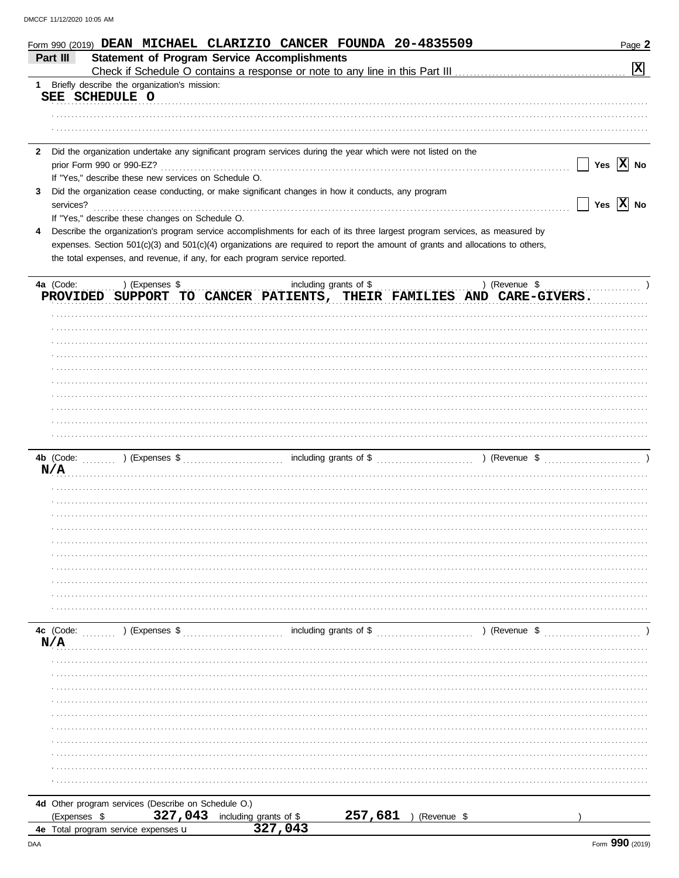Form 990 (2019) **DEAN MICHAEL CLARIZIO CANCER FOUNDA 20-4835509**

## Part III Statement of Program Service Accomplishments

Check if Schedule O contains a response or note to any line in this Part III .......... [X]

**1** Briefly describe the organization's mission:

**SEE SCHEDULE O**

**2** Did the organization undertake any significant program services during the year which were not listed on the prior Form 990 or 990-EZ? .......... [ ] Yes [X] No

If "Yes," describe these new services on Schedule O.

**3** Did the organization cease conducting, or make significant changes in how it conducts, any program services? .......... [ ] Yes [X] No

If "Yes," describe these changes on Schedule O.

**4** Describe the organization's program service accomplishments for each of its three largest program services, as measured by expenses. Section 501(c)(3) and 501(c)(4) organizations are required to report the amount of grants and allocations to others, the total expenses, and revenue, if any, for each program service reported.

**4a** (Code: ) (Expenses $ including grants of $ ) (Revenue $ )

**PROVIDED SUPPORT TO CANCER PATIENTS, THEIR FAMILIES AND CARE-GIVERS.**

**4b** (Code: ) (Expenses $ including grants of $ ) (Revenue $ )

**N/A**

**4c** (Code: ) (Expenses $ including grants of $ ) (Revenue $ )

**N/A**

**4d** Other program services (Describe on Schedule O.)

(Expenses $ **327,043** including grants of $ **257,681** ) (Revenue $ )

**4e** Total program service expenses **327,043**

Form **990** (2019)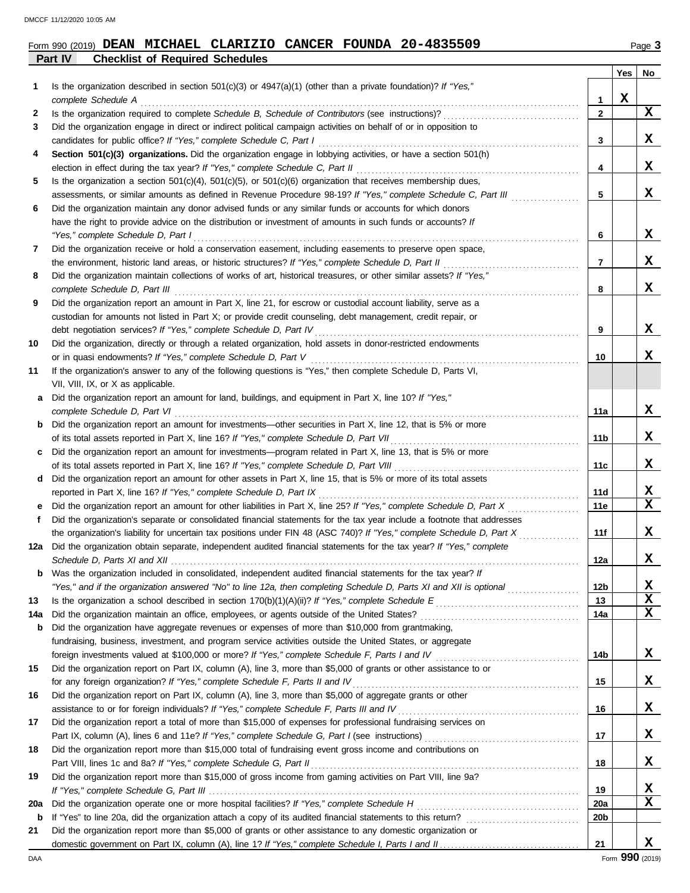Form 990 (2019) **DEAN MICHAEL CLARIZIO CANCER FOUNDA 20-4835509** Page **3**

## Part IV Checklist of Required Schedules

| | | | Yes | No |
|---|---|---|---|---|
| **1** | Is the organization described in section 501(c)(3) or 4947(a)(1) (other than a private foundation)? *If "Yes," complete Schedule A* | **1** | X | |
| **2** | Is the organization required to complete *Schedule B, Schedule of Contributors* (see instructions)? | **2** | | X |
| **3** | Did the organization engage in direct or indirect political campaign activities on behalf of or in opposition to candidates for public office? *If "Yes," complete Schedule C, Part I* | **3** | | X |
| **4** | **Section 501(c)(3) organizations.** Did the organization engage in lobbying activities, or have a section 501(h) election in effect during the tax year? *If "Yes," complete Schedule C, Part II* | **4** | | X |
| **5** | Is the organization a section 501(c)(4), 501(c)(5), or 501(c)(6) organization that receives membership dues, assessments, or similar amounts as defined in Revenue Procedure 98-19? *If "Yes," complete Schedule C, Part III* | **5** | | X |
| **6** | Did the organization maintain any donor advised funds or any similar funds or accounts for which donors have the right to provide advice on the distribution or investment of amounts in such funds or accounts? *If "Yes," complete Schedule D, Part I* | **6** | | X |
| **7** | Did the organization receive or hold a conservation easement, including easements to preserve open space, the environment, historic land areas, or historic structures? *If "Yes," complete Schedule D, Part II* | **7** | | X |
| **8** | Did the organization maintain collections of works of art, historical treasures, or other similar assets? *If "Yes," complete Schedule D, Part III* | **8** | | X |
| **9** | Did the organization report an amount in Part X, line 21, for escrow or custodial account liability, serve as a custodian for amounts not listed in Part X; or provide credit counseling, debt management, credit repair, or debt negotiation services? *If "Yes," complete Schedule D, Part IV* | **9** | | X |
| **10** | Did the organization, directly or through a related organization, hold assets in donor-restricted endowments or in quasi endowments? *If "Yes," complete Schedule D, Part V* | **10** | | X |
| **11** | If the organization's answer to any of the following questions is "Yes," then complete Schedule D, Parts VI, VII, VIII, IX, or X as applicable. | | | |
| **a** | Did the organization report an amount for land, buildings, and equipment in Part X, line 10? *If "Yes," complete Schedule D, Part VI* | **11a** | | X |
| **b** | Did the organization report an amount for investments—other securities in Part X, line 12, that is 5% or more of its total assets reported in Part X, line 16? *If "Yes," complete Schedule D, Part VII* | **11b** | | X |
| **c** | Did the organization report an amount for investments—program related in Part X, line 13, that is 5% or more of its total assets reported in Part X, line 16? *If "Yes," complete Schedule D, Part VIII* | **11c** | | X |
| **d** | Did the organization report an amount for other assets in Part X, line 15, that is 5% or more of its total assets reported in Part X, line 16? *If "Yes," complete Schedule D, Part IX* | **11d** | | X |
| **e** | Did the organization report an amount for other liabilities in Part X, line 25? *If "Yes," complete Schedule D, Part X* | **11e** | | X |
| **f** | Did the organization's separate or consolidated financial statements for the tax year include a footnote that addresses the organization's liability for uncertain tax positions under FIN 48 (ASC 740)? *If "Yes," complete Schedule D, Part X* | **11f** | | X |
| **12a** | Did the organization obtain separate, independent audited financial statements for the tax year? *If "Yes," complete Schedule D, Parts XI and XII* | **12a** | | X |
| **b** | Was the organization included in consolidated, independent audited financial statements for the tax year? *If "Yes," and if the organization answered "No" to line 12a, then completing Schedule D, Parts XI and XII is optional* | **12b** | | X |
| **13** | Is the organization a school described in section 170(b)(1)(A)(ii)? *If "Yes," complete Schedule E* | **13** | | X |
| **14a** | Did the organization maintain an office, employees, or agents outside of the United States? | **14a** | | X |
| **b** | Did the organization have aggregate revenues or expenses of more than $10,000 from grantmaking, fundraising, business, investment, and program service activities outside the United States, or aggregate foreign investments valued at $100,000 or more? *If "Yes," complete Schedule F, Parts I and IV* | **14b** | | X |
| **15** | Did the organization report on Part IX, column (A), line 3, more than $5,000 of grants or other assistance to or for any foreign organization? *If "Yes," complete Schedule F, Parts II and IV* | **15** | | X |
| **16** | Did the organization report on Part IX, column (A), line 3, more than $5,000 of aggregate grants or other assistance to or for foreign individuals? *If "Yes," complete Schedule F, Parts III and IV* | **16** | | X |
| **17** | Did the organization report a total of more than $15,000 of expenses for professional fundraising services on Part IX, column (A), lines 6 and 11e? *If "Yes," complete Schedule G, Part I* (see instructions) | **17** | | X |
| **18** | Did the organization report more than $15,000 total of fundraising event gross income and contributions on Part VIII, lines 1c and 8a? *If "Yes," complete Schedule G, Part II* | **18** | | X |
| **19** | Did the organization report more than $15,000 of gross income from gaming activities on Part VIII, line 9a? *If "Yes," complete Schedule G, Part III* | **19** | | X |
| **20a** | Did the organization operate one or more hospital facilities? *If "Yes," complete Schedule H* | **20a** | | X |
| **b** | If "Yes" to line 20a, did the organization attach a copy of its audited financial statements to this return? | **20b** | | |
| **21** | Did the organization report more than $5,000 of grants or other assistance to any domestic organization or domestic government on Part IX, column (A), line 1? *If "Yes," complete Schedule I, Parts I and II* | **21** | | X |

Form **990** (2019)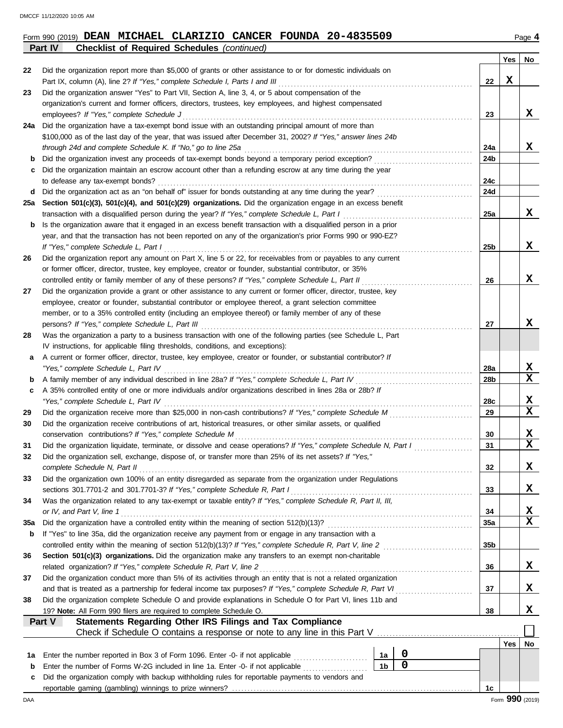Form 990 (2019) **DEAN MICHAEL CLARIZIO CANCER FOUNDA 20-4835509** Page **4**

**Part IV Checklist of Required Schedules** *(continued)*

| | | | Yes | No |
|---|---|---|---|---|
| 22 | Did the organization report more than $5,000 of grants or other assistance to or for domestic individuals on Part IX, column (A), line 2? *If "Yes," complete Schedule I, Parts I and III* | 22 | X | |
| 23 | Did the organization answer "Yes" to Part VII, Section A, line 3, 4, or 5 about compensation of the organization's current and former officers, directors, trustees, key employees, and highest compensated employees? *If "Yes," complete Schedule J* | 23 | | X |
| 24a | Did the organization have a tax-exempt bond issue with an outstanding principal amount of more than $100,000 as of the last day of the year, that was issued after December 31, 2002? *If "Yes," answer lines 24b through 24d and complete Schedule K. If "No," go to line 25a* | 24a | | X |
| b | Did the organization invest any proceeds of tax-exempt bonds beyond a temporary period exception? | 24b | | |
| c | Did the organization maintain an escrow account other than a refunding escrow at any time during the year to defease any tax-exempt bonds? | 24c | | |
| d | Did the organization act as an "on behalf of" issuer for bonds outstanding at any time during the year? | 24d | | |
| 25a | **Section 501(c)(3), 501(c)(4), and 501(c)(29) organizations.** Did the organization engage in an excess benefit transaction with a disqualified person during the year? *If "Yes," complete Schedule L, Part I* | 25a | | X |
| b | Is the organization aware that it engaged in an excess benefit transaction with a disqualified person in a prior year, and that the transaction has not been reported on any of the organization's prior Forms 990 or 990-EZ? *If "Yes," complete Schedule L, Part I* | 25b | | X |
| 26 | Did the organization report any amount on Part X, line 5 or 22, for receivables from or payables to any current or former officer, director, trustee, key employee, creator or founder, substantial contributor, or 35% controlled entity or family member of any of these persons? *If "Yes," complete Schedule L, Part II* | 26 | | X |
| 27 | Did the organization provide a grant or other assistance to any current or former officer, director, trustee, key employee, creator or founder, substantial contributor or employee thereof, a grant selection committee member, or to a 35% controlled entity (including an employee thereof) or family member of any of these persons? *If "Yes," complete Schedule L, Part III* | 27 | | X |
| 28 | Was the organization a party to a business transaction with one of the following parties (see Schedule L, Part IV instructions, for applicable filing thresholds, conditions, and exceptions): | | | |
| a | A current or former officer, director, trustee, key employee, creator or founder, or substantial contributor? *If "Yes," complete Schedule L, Part IV* | 28a | | X |
| b | A family member of any individual described in line 28a? *If "Yes," complete Schedule L, Part IV* | 28b | | X |
| c | A 35% controlled entity of one or more individuals and/or organizations described in lines 28a or 28b? *If "Yes," complete Schedule L, Part IV* | 28c | | X |
| 29 | Did the organization receive more than $25,000 in non-cash contributions? *If "Yes," complete Schedule M* | 29 | | X |
| 30 | Did the organization receive contributions of art, historical treasures, or other similar assets, or qualified conservation contributions? *If "Yes," complete Schedule M* | 30 | | X |
| 31 | Did the organization liquidate, terminate, or dissolve and cease operations? *If "Yes," complete Schedule N, Part I* | 31 | | X |
| 32 | Did the organization sell, exchange, dispose of, or transfer more than 25% of its net assets? *If "Yes," complete Schedule N, Part II* | 32 | | X |
| 33 | Did the organization own 100% of an entity disregarded as separate from the organization under Regulations sections 301.7701-2 and 301.7701-3? *If "Yes," complete Schedule R, Part I* | 33 | | X |
| 34 | Was the organization related to any tax-exempt or taxable entity? *If "Yes," complete Schedule R, Part II, III, or IV, and Part V, line 1* | 34 | | X |
| 35a | Did the organization have a controlled entity within the meaning of section 512(b)(13)? | 35a | | X |
| b | If "Yes" to line 35a, did the organization receive any payment from or engage in any transaction with a controlled entity within the meaning of section 512(b)(13)? *If "Yes," complete Schedule R, Part V, line 2* | 35b | | |
| 36 | **Section 501(c)(3) organizations.** Did the organization make any transfers to an exempt non-charitable related organization? *If "Yes," complete Schedule R, Part V, line 2* | 36 | | X |
| 37 | Did the organization conduct more than 5% of its activities through an entity that is not a related organization and that is treated as a partnership for federal income tax purposes? *If "Yes," complete Schedule R, Part VI* | 37 | | X |
| 38 | Did the organization complete Schedule O and provide explanations in Schedule O for Part VI, lines 11b and 19? **Note:** All Form 990 filers are required to complete Schedule O. | 38 | | X |

**Part V Statements Regarding Other IRS Filings and Tax Compliance**

Check if Schedule O contains a response or note to any line in this Part V ☐

| | | | | | Yes | No |
|---|---|---|---|---|---|---|
| 1a | Enter the number reported in Box 3 of Form 1096. Enter -0- if not applicable | 1a | 0 | | | |
| b | Enter the number of Forms W-2G included in line 1a. Enter -0- if not applicable | 1b | 0 | | | |
| c | Did the organization comply with backup withholding rules for reportable payments to vendors and reportable gaming (gambling) winnings to prize winners? | | | 1c | | |

DAA Form **990** (2019)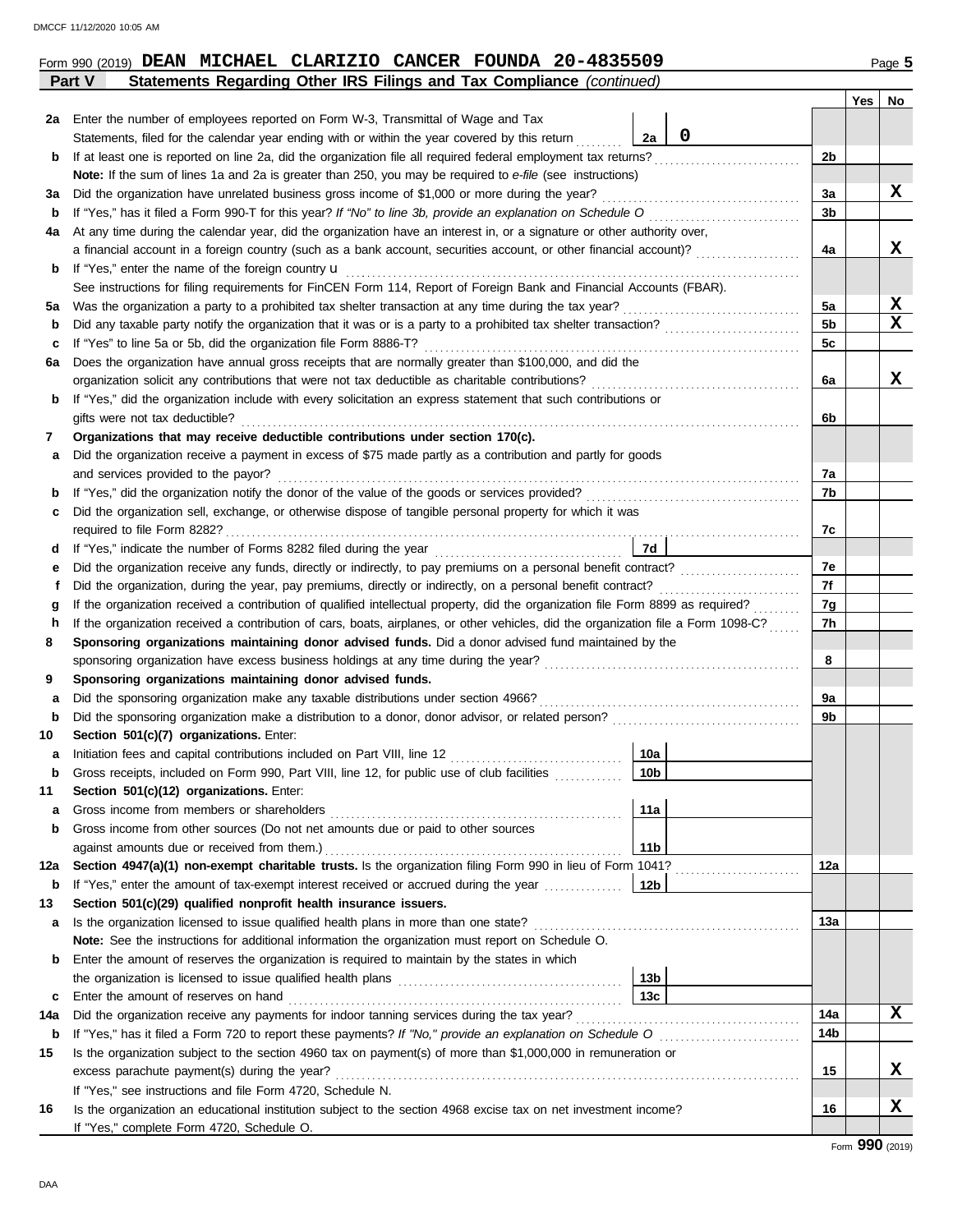Form 990 (2019) **DEAN MICHAEL CLARIZIO CANCER FOUNDA 20-4835509** Page **5**

## Part V Statements Regarding Other IRS Filings and Tax Compliance *(continued)*

| | | | | Yes | No |
|---|---|---|---|---|---|
| **2a** | Enter the number of employees reported on Form W-3, Transmittal of Wage and Tax Statements, filed for the calendar year ending with or within the year covered by this return | 2a: 0 | | | |
| **b** | If at least one is reported on line 2a, did the organization file all required federal employment tax returns? | | 2b | | |
| | **Note:** If the sum of lines 1a and 2a is greater than 250, you may be required to *e-file* (see instructions) | | | | |
| **3a** | Did the organization have unrelated business gross income of $1,000 or more during the year? | | 3a | | X |
| **b** | If "Yes," has it filed a Form 990-T for this year? *If "No" to line 3b, provide an explanation on Schedule O* | | 3b | | |
| **4a** | At any time during the calendar year, did the organization have an interest in, or a signature or other authority over, a financial account in a foreign country (such as a bank account, securities account, or other financial account)? | | 4a | | X |
| **b** | If "Yes," enter the name of the foreign country u | | | | |
| | See instructions for filing requirements for FinCEN Form 114, Report of Foreign Bank and Financial Accounts (FBAR). | | | | |
| **5a** | Was the organization a party to a prohibited tax shelter transaction at any time during the tax year? | | 5a | | X |
| **b** | Did any taxable party notify the organization that it was or is a party to a prohibited tax shelter transaction? | | 5b | | X |
| **c** | If "Yes" to line 5a or 5b, did the organization file Form 8886-T? | | 5c | | |
| **6a** | Does the organization have annual gross receipts that are normally greater than $100,000, and did the organization solicit any contributions that were not tax deductible as charitable contributions? | | 6a | | X |
| **b** | If "Yes," did the organization include with every solicitation an express statement that such contributions or gifts were not tax deductible? | | 6b | | |
| **7** | **Organizations that may receive deductible contributions under section 170(c).** | | | | |
| **a** | Did the organization receive a payment in excess of $75 made partly as a contribution and partly for goods and services provided to the payor? | | 7a | | |
| **b** | If "Yes," did the organization notify the donor of the value of the goods or services provided? | | 7b | | |
| **c** | Did the organization sell, exchange, or otherwise dispose of tangible personal property for which it was required to file Form 8282? | | 7c | | |
| **d** | If "Yes," indicate the number of Forms 8282 filed during the year | 7d | | | |
| **e** | Did the organization receive any funds, directly or indirectly, to pay premiums on a personal benefit contract? | | 7e | | |
| **f** | Did the organization, during the year, pay premiums, directly or indirectly, on a personal benefit contract? | | 7f | | |
| **g** | If the organization received a contribution of qualified intellectual property, did the organization file Form 8899 as required? | | 7g | | |
| **h** | If the organization received a contribution of cars, boats, airplanes, or other vehicles, did the organization file a Form 1098-C? | | 7h | | |
| **8** | **Sponsoring organizations maintaining donor advised funds.** Did a donor advised fund maintained by the sponsoring organization have excess business holdings at any time during the year? | | 8 | | |
| **9** | **Sponsoring organizations maintaining donor advised funds.** | | | | |
| **a** | Did the sponsoring organization make any taxable distributions under section 4966? | | 9a | | |
| **b** | Did the sponsoring organization make a distribution to a donor, donor advisor, or related person? | | 9b | | |
| **10** | **Section 501(c)(7) organizations.** Enter: | | | | |
| **a** | Initiation fees and capital contributions included on Part VIII, line 12 | 10a | | | |
| **b** | Gross receipts, included on Form 990, Part VIII, line 12, for public use of club facilities | 10b | | | |
| **11** | **Section 501(c)(12) organizations.** Enter: | | | | |
| **a** | Gross income from members or shareholders | 11a | | | |
| **b** | Gross income from other sources (Do not net amounts due or paid to other sources against amounts due or received from them.) | 11b | | | |
| **12a** | **Section 4947(a)(1) non-exempt charitable trusts.** Is the organization filing Form 990 in lieu of Form 1041? | | 12a | | |
| **b** | If "Yes," enter the amount of tax-exempt interest received or accrued during the year | 12b | | | |
| **13** | **Section 501(c)(29) qualified nonprofit health insurance issuers.** | | | | |
| **a** | Is the organization licensed to issue qualified health plans in more than one state? | | 13a | | |
| | **Note:** See the instructions for additional information the organization must report on Schedule O. | | | | |
| **b** | Enter the amount of reserves the organization is required to maintain by the states in which the organization is licensed to issue qualified health plans | 13b | | | |
| **c** | Enter the amount of reserves on hand | 13c | | | |
| **14a** | Did the organization receive any payments for indoor tanning services during the tax year? | | 14a | | X |
| **b** | If "Yes," has it filed a Form 720 to report these payments? *If "No," provide an explanation on Schedule O* | | 14b | | |
| **15** | Is the organization subject to the section 4960 tax on payment(s) of more than $1,000,000 in remuneration or excess parachute payment(s) during the year? | | 15 | | X |
| | If "Yes," see instructions and file Form 4720, Schedule N. | | | | |
| **16** | Is the organization an educational institution subject to the section 4968 excise tax on net investment income? | | 16 | | X |
| | If "Yes," complete Form 4720, Schedule O. | | | | |

Form **990** (2019)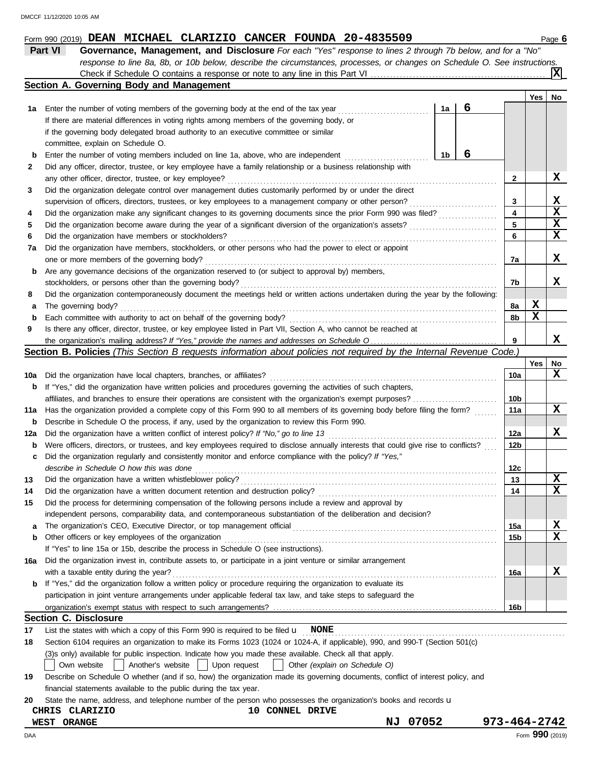Form 990 (2019) **DEAN MICHAEL CLARIZIO CANCER FOUNDA 20-4835509** Page **6**

## Part VI Governance, Management, and Disclosure

*For each "Yes" response to lines 2 through 7b below, and for a "No" response to line 8a, 8b, or 10b below, describe the circumstances, processes, or changes on Schedule O. See instructions.*

Check if Schedule O contains a response or note to any line in this Part VI ... **[X]**

### Section A. Governing Body and Management

| | | | | Yes | No |
|---|---|---|---|---|---|
| **1a** | Enter the number of voting members of the governing body at the end of the tax year ... **1a** 6 If there are material differences in voting rights among members of the governing body, or if the governing body delegated broad authority to an executive committee or similar committee, explain on Schedule O. | | | | |
| **b** | Enter the number of voting members included on line 1a, above, who are independent ... **1b** 6 | | | | |
| **2** | Did any officer, director, trustee, or key employee have a family relationship or a business relationship with any other officer, director, trustee, or key employee? | **2** | | | X |
| **3** | Did the organization delegate control over management duties customarily performed by or under the direct supervision of officers, directors, trustees, or key employees to a management company or other person? | **3** | | | X |
| **4** | Did the organization make any significant changes to its governing documents since the prior Form 990 was filed? | **4** | | | X |
| **5** | Did the organization become aware during the year of a significant diversion of the organization's assets? | **5** | | | X |
| **6** | Did the organization have members or stockholders? | **6** | | | X |
| **7a** | Did the organization have members, stockholders, or other persons who had the power to elect or appoint one or more members of the governing body? | **7a** | | | X |
| **b** | Are any governance decisions of the organization reserved to (or subject to approval by) members, stockholders, or persons other than the governing body? | **7b** | | | X |
| **8** | Did the organization contemporaneously document the meetings held or written actions undertaken during the year by the following: | | | | |
| **a** | The governing body? | **8a** | | X | |
| **b** | Each committee with authority to act on behalf of the governing body? | **8b** | | X | |
| **9** | Is there any officer, director, trustee, or key employee listed in Part VII, Section A, who cannot be reached at the organization's mailing address? *If "Yes," provide the names and addresses on Schedule O* | **9** | | | X |

### Section B. Policies *(This Section B requests information about policies not required by the Internal Revenue Code.)*

| | | | Yes | No |
|---|---|---|---|---|
| **10a** | Did the organization have local chapters, branches, or affiliates? | **10a** | | X |
| **b** | If "Yes," did the organization have written policies and procedures governing the activities of such chapters, affiliates, and branches to ensure their operations are consistent with the organization's exempt purposes? | **10b** | | |
| **11a** | Has the organization provided a complete copy of this Form 990 to all members of its governing body before filing the form? | **11a** | | X |
| **b** | Describe in Schedule O the process, if any, used by the organization to review this Form 990. | | | |
| **12a** | Did the organization have a written conflict of interest policy? *If "No," go to line 13* | **12a** | | X |
| **b** | Were officers, directors, or trustees, and key employees required to disclose annually interests that could give rise to conflicts? | **12b** | | |
| **c** | Did the organization regularly and consistently monitor and enforce compliance with the policy? *If "Yes," describe in Schedule O how this was done* | **12c** | | |
| **13** | Did the organization have a written whistleblower policy? | **13** | | X |
| **14** | Did the organization have a written document retention and destruction policy? | **14** | | X |
| **15** | Did the process for determining compensation of the following persons include a review and approval by independent persons, comparability data, and contemporaneous substantiation of the deliberation and decision? | | | |
| **a** | The organization's CEO, Executive Director, or top management official | **15a** | | X |
| **b** | Other officers or key employees of the organization | **15b** | | X |
| | If "Yes" to line 15a or 15b, describe the process in Schedule O (see instructions). | | | |
| **16a** | Did the organization invest in, contribute assets to, or participate in a joint venture or similar arrangement with a taxable entity during the year? | **16a** | | X |
| **b** | If "Yes," did the organization follow a written policy or procedure requiring the organization to evaluate its participation in joint venture arrangements under applicable federal tax law, and take steps to safeguard the organization's exempt status with respect to such arrangements? | **16b** | | |

### Section C. Disclosure

**17** List the states with which a copy of this Form 990 is required to be filed u **NONE**

**18** Section 6104 requires an organization to make its Forms 1023 (1024 or 1024-A, if applicable), 990, and 990-T (Section 501(c)(3)s only) available for public inspection. Indicate how you made these available. Check all that apply.

[ ] Own website [ ] Another's website [ ] Upon request [ ] Other *(explain on Schedule O)*

**19** Describe on Schedule O whether (and if so, how) the organization made its governing documents, conflict of interest policy, and financial statements available to the public during the tax year.

**20** State the name, address, and telephone number of the person who possesses the organization's books and records u

**CHRIS CLARIZIO** **10 CONNEL DRIVE**
**WEST ORANGE** **NJ 07052** **973-464-2742**

Form **990** (2019)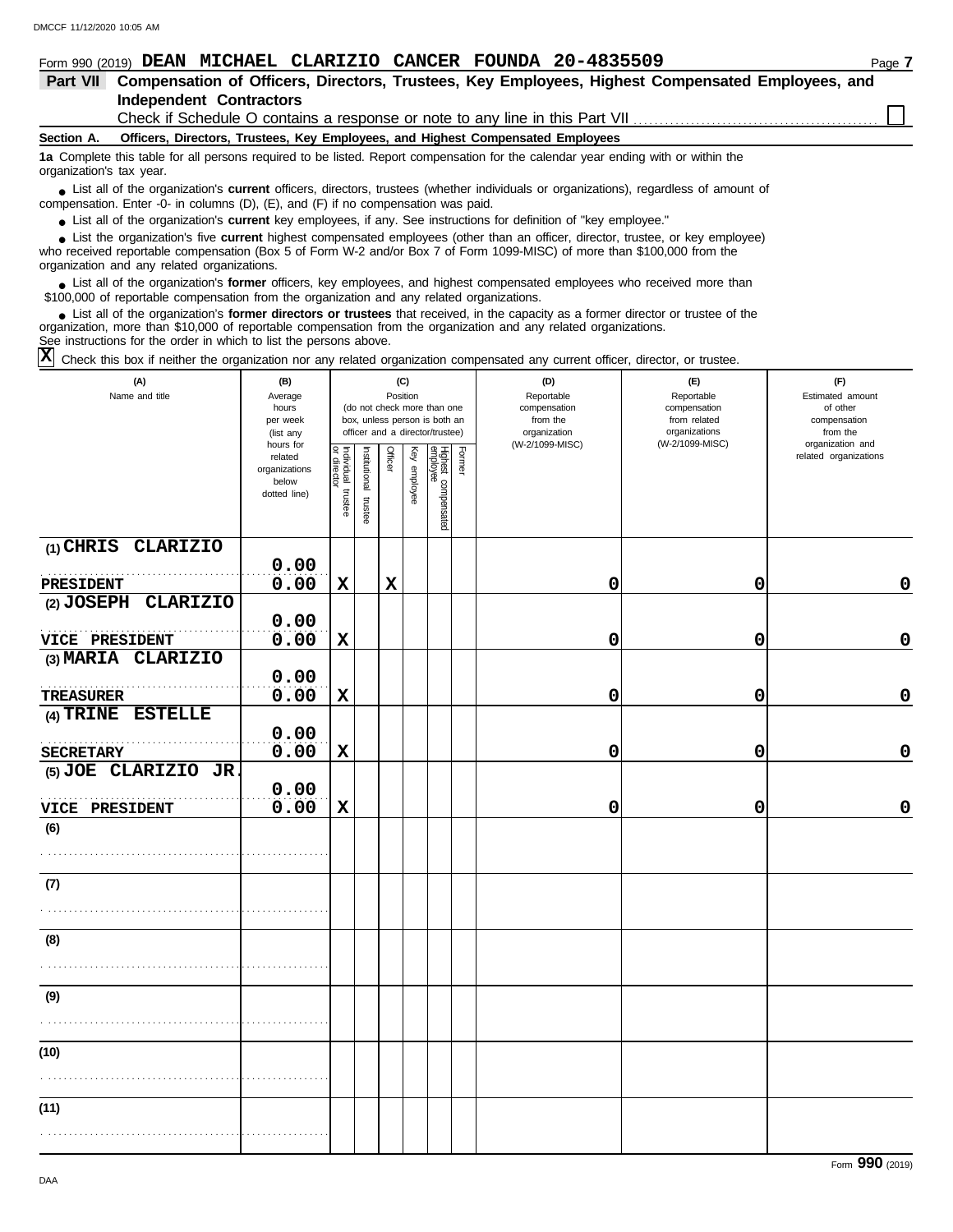Form 990 (2019) **DEAN MICHAEL CLARIZIO CANCER FOUNDA 20-4835509** Page **7**

## Part VII Compensation of Officers, Directors, Trustees, Key Employees, Highest Compensated Employees, and Independent Contractors

Check if Schedule O contains a response or note to any line in this Part VII ☐

### Section A. Officers, Directors, Trustees, Key Employees, and Highest Compensated Employees

**1a** Complete this table for all persons required to be listed. Report compensation for the calendar year ending with or within the organization's tax year.

- List all of the organization's **current** officers, directors, trustees (whether individuals or organizations), regardless of amount of compensation. Enter -0- in columns (D), (E), and (F) if no compensation was paid.
- List all of the organization's **current** key employees, if any. See instructions for definition of "key employee."
- List the organization's five **current** highest compensated employees (other than an officer, director, trustee, or key employee) who received reportable compensation (Box 5 of Form W-2 and/or Box 7 of Form 1099-MISC) of more than $100,000 from the organization and any related organizations.
- List all of the organization's **former** officers, key employees, and highest compensated employees who received more than $100,000 of reportable compensation from the organization and any related organizations.
- List all of the organization's **former directors or trustees** that received, in the capacity as a former director or trustee of the organization, more than $10,000 of reportable compensation from the organization and any related organizations.

See instructions for the order in which to list the persons above.

☒ Check this box if neither the organization nor any related organization compensated any current officer, director, or trustee.

| (A) Name and title | (B) Average hours per week (list any hours for related organizations below dotted line) | (C) Position (do not check more than one box, unless person is both an officer and a director/trustee) | | | | | | (D) Reportable compensation from the organization (W-2/1099-MISC) | (E) Reportable compensation from related organizations (W-2/1099-MISC) | (F) Estimated amount of other compensation from the organization and related organizations |
|---|---|---|---|---|---|---|---|---|---|---|
| | | Individual trustee or director | Institutional trustee | Officer | Key employee | Highest compensated employee | Former | | | |
| (1) CHRIS CLARIZIO<br>PRESIDENT | 0.00<br>0.00 | X | | X | | | | 0 | 0 | 0 |
| (2) JOSEPH CLARIZIO<br>VICE PRESIDENT | 0.00<br>0.00 | X | | | | | | 0 | 0 | 0 |
| (3) MARIA CLARIZIO<br>TREASURER | 0.00<br>0.00 | X | | | | | | 0 | 0 | 0 |
| (4) TRINE ESTELLE<br>SECRETARY | 0.00<br>0.00 | X | | | | | | 0 | 0 | 0 |
| (5) JOE CLARIZIO JR.<br>VICE PRESIDENT | 0.00<br>0.00 | X | | | | | | 0 | 0 | 0 |
| (6) | | | | | | | | | | |
| (7) | | | | | | | | | | |
| (8) | | | | | | | | | | |
| (9) | | | | | | | | | | |
| (10) | | | | | | | | | | |
| (11) | | | | | | | | | | |

Form **990** (2019)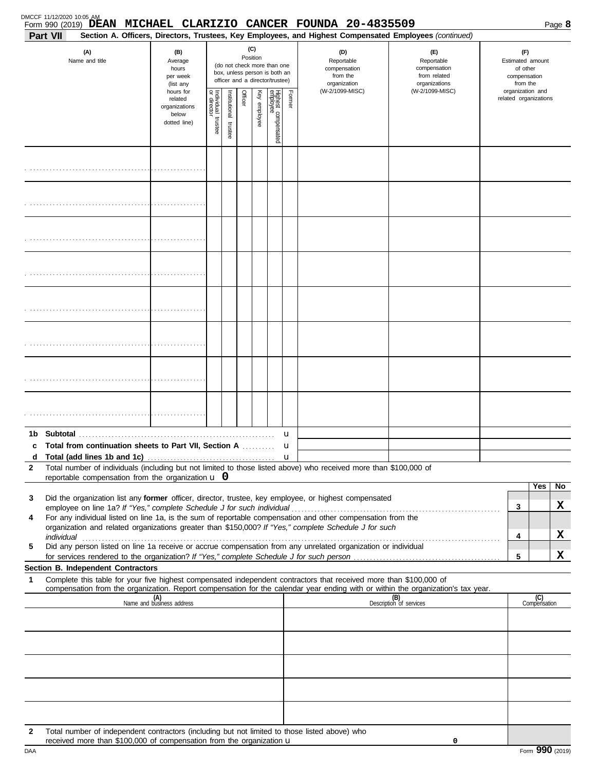DMCCF 11/12/2020 10:05 AM

Form 990 (2019) **DEAN MICHAEL CLARIZIO CANCER FOUNDA 20-4835509**

**Part VII** **Section A. Officers, Directors, Trustees, Key Employees, and Highest Compensated Employees** *(continued)*

| (A) Name and title | (B) Average hours per week (list any hours for related organizations below dotted line) | (C) Position (do not check more than one box, unless person is both an officer and a director/trustee) | | | | | | (D) Reportable compensation from the organization (W-2/1099-MISC) | (E) Reportable compensation from related organizations (W-2/1099-MISC) | (F) Estimated amount of other compensation from the organization and related organizations |
|---|---|---|---|---|---|---|---|---|---|---|
| | | Individual trustee or director | Institutional trustee | Officer | Key employee | Highest compensated employee | Former | | | |
| | | | | | | | | | | |
| | | | | | | | | | | |
| | | | | | | | | | | |
| | | | | | | | | | | |
| | | | | | | | | | | |
| | | | | | | | | | | |
| | | | | | | | | | | |
| | | | | | | | | | | |

**1b Subtotal** ..... u

**c Total from continuation sheets to Part VII, Section A** ..... u

**d Total (add lines 1b and 1c)** ..... u

**2** Total number of individuals (including but not limited to those listed above) who received more than $100,000 of reportable compensation from the organization u **0**

| | | | Yes | No |
|---|---|---|---|---|
| 3 | Did the organization list any **former** officer, director, trustee, key employee, or highest compensated employee on line 1a? *If "Yes," complete Schedule J for such individual* | 3 | | X |
| 4 | For any individual listed on line 1a, is the sum of reportable compensation and other compensation from the organization and related organizations greater than $150,000? *If "Yes," complete Schedule J for such individual* | 4 | | X |
| 5 | Did any person listed on line 1a receive or accrue compensation from any unrelated organization or individual for services rendered to the organization? *If "Yes," complete Schedule J for such person* | 5 | | X |

**Section B. Independent Contractors**

**1** Complete this table for your five highest compensated independent contractors that received more than $100,000 of compensation from the organization. Report compensation for the calendar year ending with or within the organization's tax year.

| (A) Name and business address | (B) Description of services | (C) Compensation |
|---|---|---|
| | | |
| | | |
| | | |
| | | |
| | | |

**2** Total number of independent contractors (including but not limited to those listed above) who received more than $100,000 of compensation from the organization u **0**

DAA Form **990** (2019)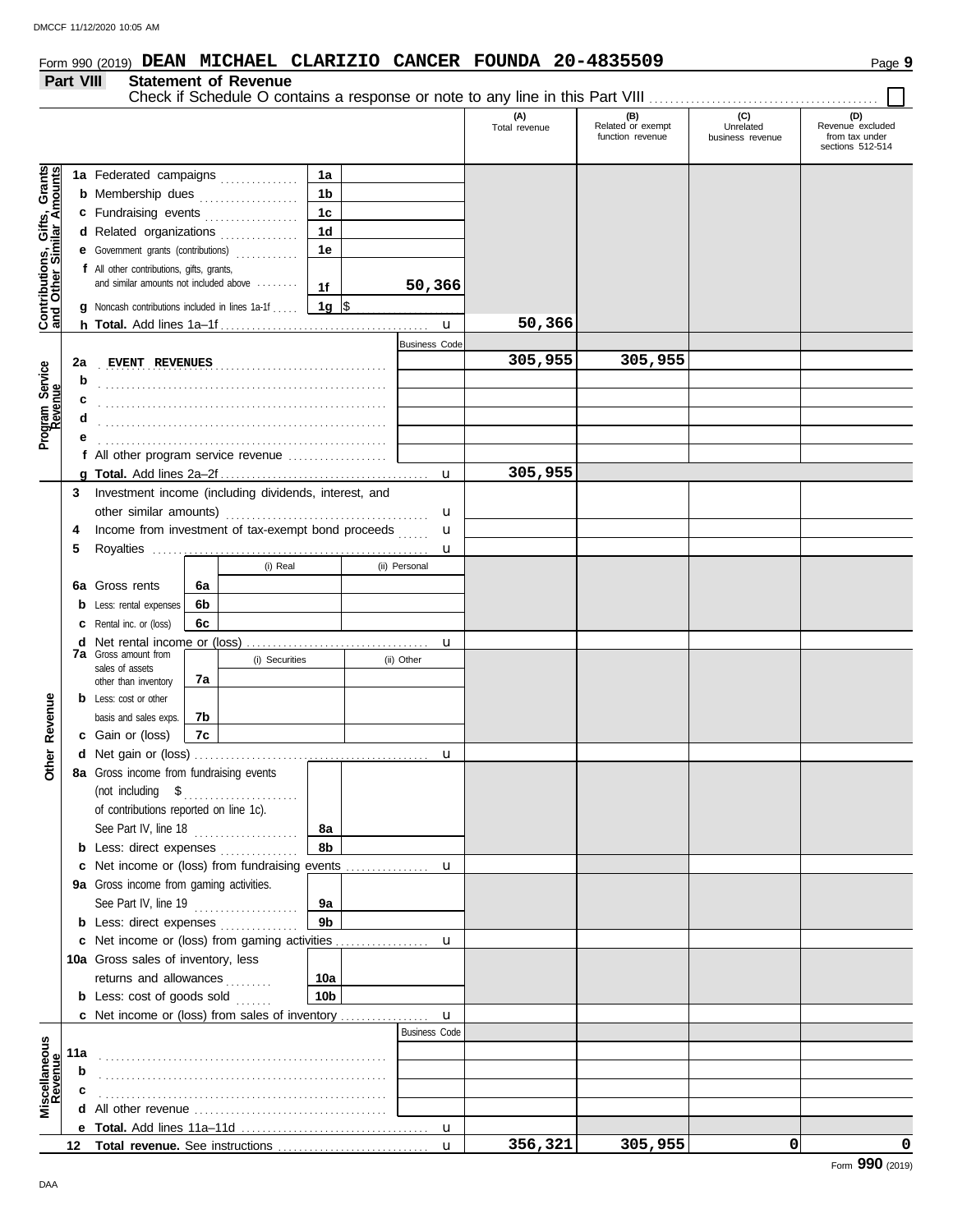Form 990 (2019) **DEAN MICHAEL CLARIZIO CANCER FOUNDA 20-4835509**

## Part VIII Statement of Revenue

Check if Schedule O contains a response or note to any line in this Part VIII ☐

| | | (A) Total revenue | (B) Related or exempt function revenue | (C) Unrelated business revenue | (D) Revenue excluded from tax under sections 512-514 |
|---|---|---|---|---|---|
| **Contributions, Gifts, Grants and Other Similar Amounts** | | | | | |
| 1a Federated campaigns | 1a | | | | |
| b Membership dues | 1b | | | | |
| c Fundraising events | 1c | | | | |
| d Related organizations | 1d | | | | |
| e Government grants (contributions) | 1e | | | | |
| f All other contributions, gifts, grants, and similar amounts not included above | 1f 50,366 | | | | |
| g Noncash contributions included in lines 1a-1f | 1g $ | | | | |
| h **Total.** Add lines 1a–1f | u | 50,366 | | | |
| **Program Service Revenue** | Business Code | | | | |
| 2a EVENT REVENUES | | 305,955 | 305,955 | | |
| b | | | | | |
| c | | | | | |
| d | | | | | |
| e | | | | | |
| f All other program service revenue | | | | | |
| g **Total.** Add lines 2a–2f | u | 305,955 | | | |
| **Other Revenue** | | | | | |
| 3 Investment income (including dividends, interest, and other similar amounts) | u | | | | |
| 4 Income from investment of tax-exempt bond proceeds | u | | | | |
| 5 Royalties | u | | | | |
| | (i) Real / (ii) Personal | | | | |
| 6a Gross rents | 6a | | | | |
| b Less: rental expenses | 6b | | | | |
| c Rental inc. or (loss) | 6c | | | | |
| d Net rental income or (loss) | u | | | | |
| | (i) Securities / (ii) Other | | | | |
| 7a Gross amount from sales of assets other than inventory | 7a | | | | |
| b Less: cost or other basis and sales exps. | 7b | | | | |
| c Gain or (loss) | 7c | | | | |
| d Net gain or (loss) | u | | | | |
| 8a Gross income from fundraising events (not including $ of contributions reported on line 1c). See Part IV, line 18 | 8a | | | | |
| b Less: direct expenses | 8b | | | | |
| c Net income or (loss) from fundraising events | u | | | | |
| 9a Gross income from gaming activities. See Part IV, line 19 | 9a | | | | |
| b Less: direct expenses | 9b | | | | |
| c Net income or (loss) from gaming activities | u | | | | |
| 10a Gross sales of inventory, less returns and allowances | 10a | | | | |
| b Less: cost of goods sold | 10b | | | | |
| c Net income or (loss) from sales of inventory | u | | | | |
| **Miscellaneous Revenue** | Business Code | | | | |
| 11a | | | | | |
| b | | | | | |
| c | | | | | |
| d All other revenue | | | | | |
| e **Total.** Add lines 11a–11d | u | | | | |
| 12 **Total revenue.** See instructions | u | 356,321 | 305,955 | 0 | 0 |

Form **990** (2019)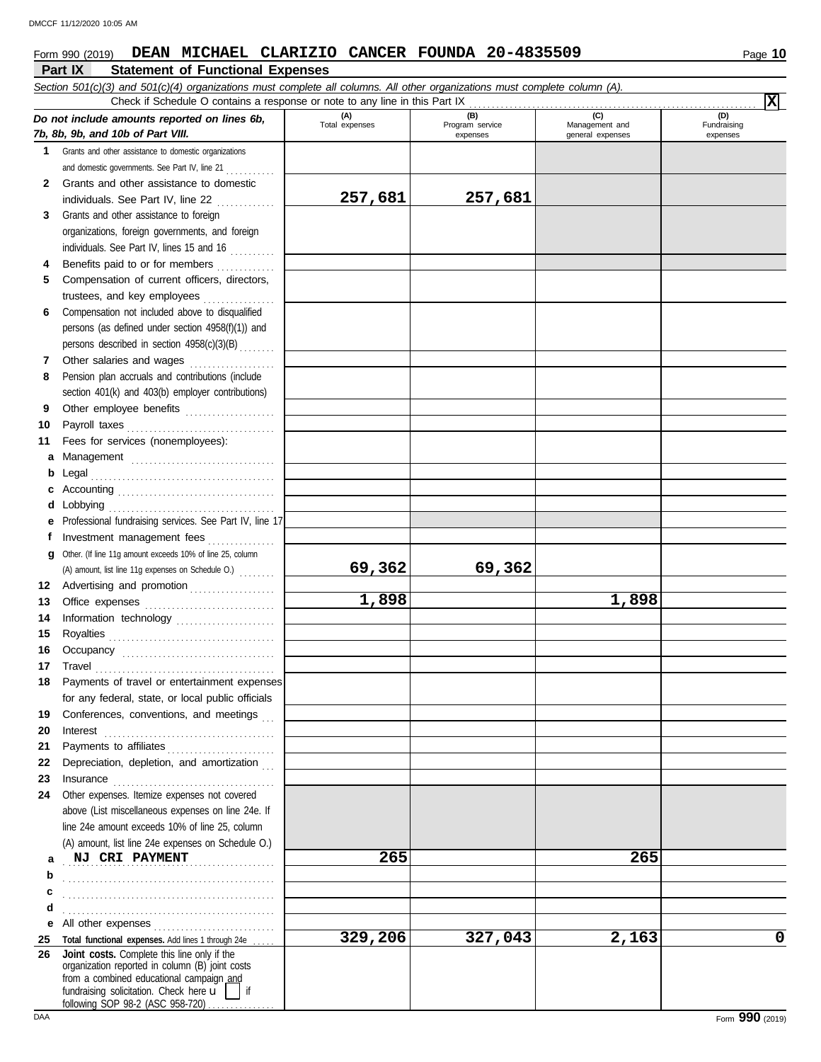Form 990 (2019) **DEAN MICHAEL CLARIZIO CANCER FOUNDA 20-4835509** Page **10**

## Part IX Statement of Functional Expenses

*Section 501(c)(3) and 501(c)(4) organizations must complete all columns. All other organizations must complete column (A).*

Check if Schedule O contains a response or note to any line in this Part IX . . . . . . . . . . . . . . . . . . . . . . . . . . . . . . . . . . . . . . . . . . . . . . . . . . . . **X**

| *Do not include amounts reported on lines 6b, 7b, 8b, 9b, and 10b of Part VIII.* | (A) Total expenses | (B) Program service expenses | (C) Management and general expenses | (D) Fundraising expenses |
|---|---|---|---|---|
| **1** Grants and other assistance to domestic organizations and domestic governments. See Part IV, line 21 | | | | |
| **2** Grants and other assistance to domestic individuals. See Part IV, line 22 | 257,681 | 257,681 | | |
| **3** Grants and other assistance to foreign organizations, foreign governments, and foreign individuals. See Part IV, lines 15 and 16 | | | | |
| **4** Benefits paid to or for members | | | | |
| **5** Compensation of current officers, directors, trustees, and key employees | | | | |
| **6** Compensation not included above to disqualified persons (as defined under section 4958(f)(1)) and persons described in section 4958(c)(3)(B) | | | | |
| **7** Other salaries and wages | | | | |
| **8** Pension plan accruals and contributions (include section 401(k) and 403(b) employer contributions) | | | | |
| **9** Other employee benefits | | | | |
| **10** Payroll taxes | | | | |
| **11** Fees for services (nonemployees): | | | | |
| **a** Management | | | | |
| **b** Legal | | | | |
| **c** Accounting | | | | |
| **d** Lobbying | | | | |
| **e** Professional fundraising services. See Part IV, line 17 | | | | |
| **f** Investment management fees | | | | |
| **g** Other. (If line 11g amount exceeds 10% of line 25, column (A) amount, list line 11g expenses on Schedule O.) | 69,362 | 69,362 | | |
| **12** Advertising and promotion | | | | |
| **13** Office expenses | 1,898 | | 1,898 | |
| **14** Information technology | | | | |
| **15** Royalties | | | | |
| **16** Occupancy | | | | |
| **17** Travel | | | | |
| **18** Payments of travel or entertainment expenses for any federal, state, or local public officials | | | | |
| **19** Conferences, conventions, and meetings | | | | |
| **20** Interest | | | | |
| **21** Payments to affiliates | | | | |
| **22** Depreciation, depletion, and amortization | | | | |
| **23** Insurance | | | | |
| **24** Other expenses. Itemize expenses not covered above (List miscellaneous expenses on line 24e. If line 24e amount exceeds 10% of line 25, column (A) amount, list line 24e expenses on Schedule O.) | | | | |
| **a** NJ CRI PAYMENT | 265 | | 265 | |
| **b** | | | | |
| **c** | | | | |
| **d** | | | | |
| **e** All other expenses | | | | |
| **25** **Total functional expenses.** Add lines 1 through 24e | 329,206 | 327,043 | 2,163 | 0 |
| **26** **Joint costs.** Complete this line only if the organization reported in column (B) joint costs from a combined educational campaign and fundraising solicitation. Check here u [ ] if following SOP 98-2 (ASC 958-720) | | | | |

Form **990** (2019)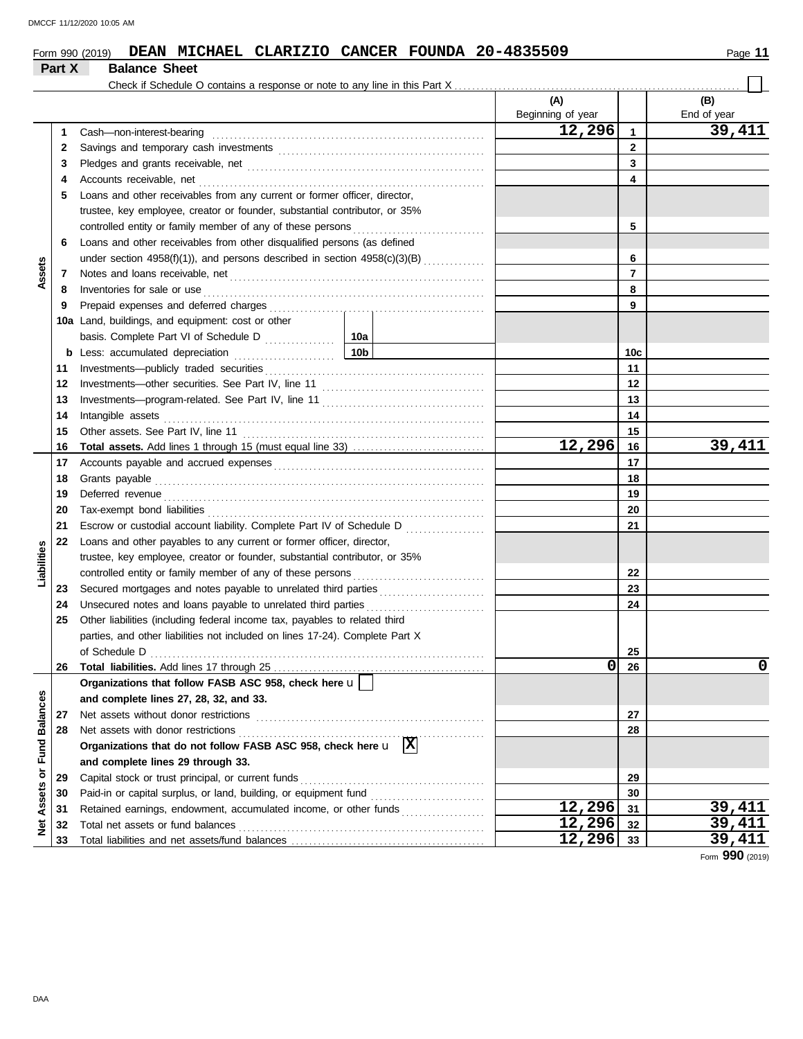Form 990 (2019) **DEAN MICHAEL CLARIZIO CANCER FOUNDA 20-4835509** Page **11**

## Part X Balance Sheet

Check if Schedule O contains a response or note to any line in this Part X ☐

| | | | (A) Beginning of year | | (B) End of year |
|---|---|---|---|---|---|
| **Assets** | 1 | Cash—non-interest-bearing | 12,296 | 1 | 39,411 |
| | 2 | Savings and temporary cash investments | | 2 | |
| | 3 | Pledges and grants receivable, net | | 3 | |
| | 4 | Accounts receivable, net | | 4 | |
| | 5 | Loans and other receivables from any current or former officer, director, trustee, key employee, creator or founder, substantial contributor, or 35% controlled entity or family member of any of these persons | | 5 | |
| | 6 | Loans and other receivables from other disqualified persons (as defined under section 4958(f)(1)), and persons described in section 4958(c)(3)(B) | | 6 | |
| | 7 | Notes and loans receivable, net | | 7 | |
| | 8 | Inventories for sale or use | | 8 | |
| | 9 | Prepaid expenses and deferred charges | | 9 | |
| | 10a | Land, buildings, and equipment: cost or other basis. Complete Part VI of Schedule D — 10a | | | |
| | b | Less: accumulated depreciation — 10b | | 10c | |
| | 11 | Investments—publicly traded securities | | 11 | |
| | 12 | Investments—other securities. See Part IV, line 11 | | 12 | |
| | 13 | Investments—program-related. See Part IV, line 11 | | 13 | |
| | 14 | Intangible assets | | 14 | |
| | 15 | Other assets. See Part IV, line 11 | | 15 | |
| | 16 | **Total assets.** Add lines 1 through 15 (must equal line 33) | 12,296 | 16 | 39,411 |
| **Liabilities** | 17 | Accounts payable and accrued expenses | | 17 | |
| | 18 | Grants payable | | 18 | |
| | 19 | Deferred revenue | | 19 | |
| | 20 | Tax-exempt bond liabilities | | 20 | |
| | 21 | Escrow or custodial account liability. Complete Part IV of Schedule D | | 21 | |
| | 22 | Loans and other payables to any current or former officer, director, trustee, key employee, creator or founder, substantial contributor, or 35% controlled entity or family member of any of these persons | | 22 | |
| | 23 | Secured mortgages and notes payable to unrelated third parties | | 23 | |
| | 24 | Unsecured notes and loans payable to unrelated third parties | | 24 | |
| | 25 | Other liabilities (including federal income tax, payables to related third parties, and other liabilities not included on lines 17-24). Complete Part X of Schedule D | | 25 | |
| | 26 | **Total liabilities.** Add lines 17 through 25 | 0 | 26 | 0 |
| **Net Assets or Fund Balances** | | **Organizations that follow FASB ASC 958, check here** ☐ **and complete lines 27, 28, 32, and 33.** | | | |
| | 27 | Net assets without donor restrictions | | 27 | |
| | 28 | Net assets with donor restrictions | | 28 | |
| | | **Organizations that do not follow FASB ASC 958, check here** ☒ **and complete lines 29 through 33.** | | | |
| | 29 | Capital stock or trust principal, or current funds | | 29 | |
| | 30 | Paid-in or capital surplus, or land, building, or equipment fund | | 30 | |
| | 31 | Retained earnings, endowment, accumulated income, or other funds | 12,296 | 31 | 39,411 |
| | 32 | Total net assets or fund balances | 12,296 | 32 | 39,411 |
| | 33 | Total liabilities and net assets/fund balances | 12,296 | 33 | 39,411 |

Form **990** (2019)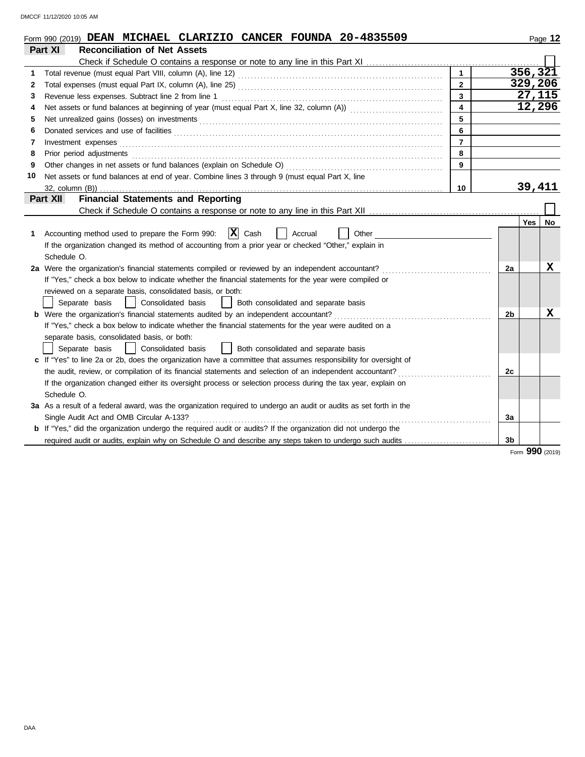Form 990 (2019) **DEAN MICHAEL CLARIZIO CANCER FOUNDA 20-4835509** Page **12**

## Part XI Reconciliation of Net Assets

Check if Schedule O contains a response or note to any line in this Part XI ☐

| | | | |
|---|---|---|---|
| 1 | Total revenue (must equal Part VIII, column (A), line 12) | 1 | 356,321 |
| 2 | Total expenses (must equal Part IX, column (A), line 25) | 2 | 329,206 |
| 3 | Revenue less expenses. Subtract line 2 from line 1 | 3 | 27,115 |
| 4 | Net assets or fund balances at beginning of year (must equal Part X, line 32, column (A)) | 4 | 12,296 |
| 5 | Net unrealized gains (losses) on investments | 5 | |
| 6 | Donated services and use of facilities | 6 | |
| 7 | Investment expenses | 7 | |
| 8 | Prior period adjustments | 8 | |
| 9 | Other changes in net assets or fund balances (explain on Schedule O) | 9 | |
| 10 | Net assets or fund balances at end of year. Combine lines 3 through 9 (must equal Part X, line 32, column (B)) | 10 | 39,411 |

## Part XII Financial Statements and Reporting

Check if Schedule O contains a response or note to any line in this Part XII ☐

| | | | Yes | No |
|---|---|---|---|---|
| 1 | Accounting method used to prepare the Form 990: ☒ Cash ☐ Accrual ☐ Other<br>If the organization changed its method of accounting from a prior year or checked "Other," explain in Schedule O. | | | |
| 2a | Were the organization's financial statements compiled or reviewed by an independent accountant?<br>If "Yes," check a box below to indicate whether the financial statements for the year were compiled or reviewed on a separate basis, consolidated basis, or both:<br>☐ Separate basis ☐ Consolidated basis ☐ Both consolidated and separate basis | 2a | | X |
| b | Were the organization's financial statements audited by an independent accountant?<br>If "Yes," check a box below to indicate whether the financial statements for the year were audited on a separate basis, consolidated basis, or both:<br>☐ Separate basis ☐ Consolidated basis ☐ Both consolidated and separate basis | 2b | | X |
| c | If "Yes" to line 2a or 2b, does the organization have a committee that assumes responsibility for oversight of the audit, review, or compilation of its financial statements and selection of an independent accountant?<br>If the organization changed either its oversight process or selection process during the tax year, explain on Schedule O. | 2c | | |
| 3a | As a result of a federal award, was the organization required to undergo an audit or audits as set forth in the Single Audit Act and OMB Circular A-133? | 3a | | |
| b | If "Yes," did the organization undergo the required audit or audits? If the organization did not undergo the required audit or audits, explain why on Schedule O and describe any steps taken to undergo such audits | 3b | | |

Form **990** (2019)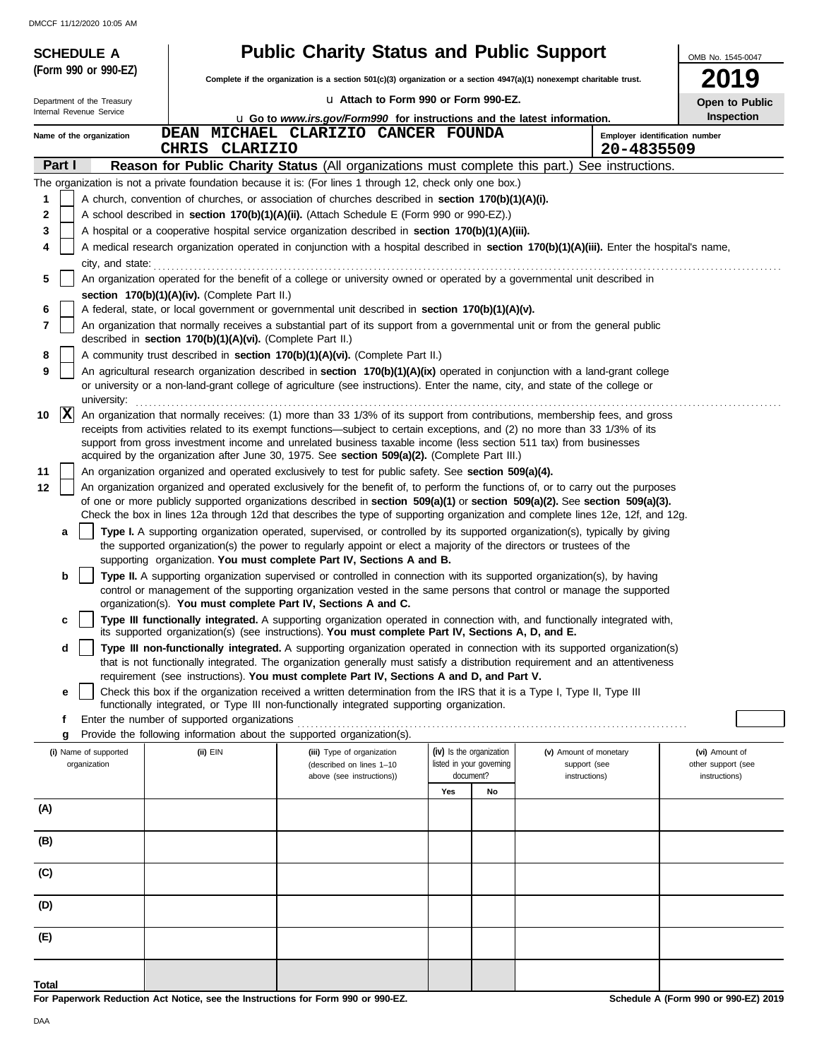DMCCF 11/12/2020 10:05 AM

**SCHEDULE A (Form 990 or 990-EZ)**

Department of the Treasury
Internal Revenue Service

# Public Charity Status and Public Support

**Complete if the organization is a section 501(c)(3) organization or a section 4947(a)(1) nonexempt charitable trust.**

u **Attach to Form 990 or Form 990-EZ.**

u **Go to *www.irs.gov/Form990* for instructions and the latest information.**

OMB No. 1545-0047

**2019**

**Open to Public Inspection**

Name of the organization: DEAN MICHAEL CLARIZIO CANCER FOUNDA CHRIS CLARIZIO

Employer identification number: 20-4835509

## Part I — Reason for Public Charity Status (All organizations must complete this part.) See instructions.

The organization is not a private foundation because it is: (For lines 1 through 12, check only one box.)

1 [ ] A church, convention of churches, or association of churches described in **section 170(b)(1)(A)(i).**

2 [ ] A school described in **section 170(b)(1)(A)(ii).** (Attach Schedule E (Form 990 or 990-EZ).)

3 [ ] A hospital or a cooperative hospital service organization described in **section 170(b)(1)(A)(iii).**

4 [ ] A medical research organization operated in conjunction with a hospital described in **section 170(b)(1)(A)(iii).** Enter the hospital's name, city, and state:

5 [ ] An organization operated for the benefit of a college or university owned or operated by a governmental unit described in **section 170(b)(1)(A)(iv).** (Complete Part II.)

6 [ ] A federal, state, or local government or governmental unit described in **section 170(b)(1)(A)(v).**

7 [ ] An organization that normally receives a substantial part of its support from a governmental unit or from the general public described in **section 170(b)(1)(A)(vi).** (Complete Part II.)

8 [ ] A community trust described in **section 170(b)(1)(A)(vi).** (Complete Part II.)

9 [ ] An agricultural research organization described in **section 170(b)(1)(A)(ix)** operated in conjunction with a land-grant college or university or a non-land-grant college of agriculture (see instructions). Enter the name, city, and state of the college or university:

10 [X] An organization that normally receives: (1) more than 33 1/3% of its support from contributions, membership fees, and gross receipts from activities related to its exempt functions—subject to certain exceptions, and (2) no more than 33 1/3% of its support from gross investment income and unrelated business taxable income (less section 511 tax) from businesses acquired by the organization after June 30, 1975. See **section 509(a)(2).** (Complete Part III.)

11 [ ] An organization organized and operated exclusively to test for public safety. See **section 509(a)(4).**

12 [ ] An organization organized and operated exclusively for the benefit of, to perform the functions of, or to carry out the purposes of one or more publicly supported organizations described in **section 509(a)(1)** or **section 509(a)(2).** See **section 509(a)(3).** Check the box in lines 12a through 12d that describes the type of supporting organization and complete lines 12e, 12f, and 12g.

a [ ] **Type I.** A supporting organization operated, supervised, or controlled by its supported organization(s), typically by giving the supported organization(s) the power to regularly appoint or elect a majority of the directors or trustees of the supporting organization. **You must complete Part IV, Sections A and B.**

b [ ] **Type II.** A supporting organization supervised or controlled in connection with its supported organization(s), by having control or management of the supporting organization vested in the same persons that control or manage the supported organization(s). **You must complete Part IV, Sections A and C.**

c [ ] **Type III functionally integrated.** A supporting organization operated in connection with, and functionally integrated with, its supported organization(s) (see instructions). **You must complete Part IV, Sections A, D, and E.**

d [ ] **Type III non-functionally integrated.** A supporting organization operated in connection with its supported organization(s) that is not functionally integrated. The organization generally must satisfy a distribution requirement and an attentiveness requirement (see instructions). **You must complete Part IV, Sections A and D, and Part V.**

e [ ] Check this box if the organization received a written determination from the IRS that it is a Type I, Type II, Type III functionally integrated, or Type III non-functionally integrated supporting organization.

f Enter the number of supported organizations

g Provide the following information about the supported organization(s).

| (i) Name of supported organization | (ii) EIN | (iii) Type of organization (described on lines 1–10 above (see instructions)) | (iv) Is the organization listed in your governing document? Yes | No | (v) Amount of monetary support (see instructions) | (vi) Amount of other support (see instructions) |
|---|---|---|---|---|---|---|
| (A) | | | | | | |
| (B) | | | | | | |
| (C) | | | | | | |
| (D) | | | | | | |
| (E) | | | | | | |
| **Total** | | | | | | |

**For Paperwork Reduction Act Notice, see the Instructions for Form 990 or 990-EZ.**

**Schedule A (Form 990 or 990-EZ) 2019**

DAA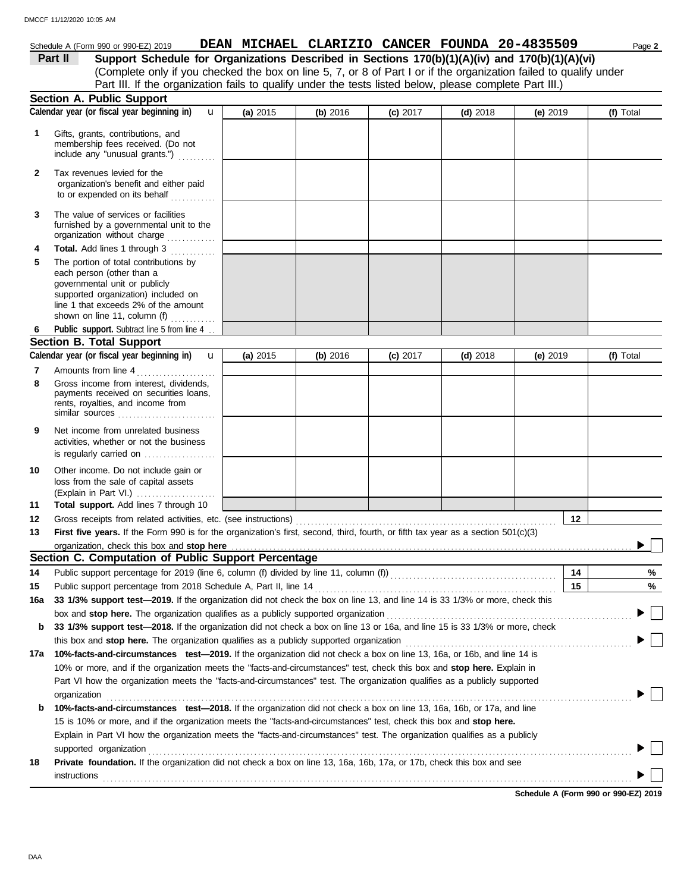Schedule A (Form 990 or 990-EZ) 2019 **DEAN MICHAEL CLARIZIO CANCER FOUNDA 20-4835509**

**Part II** **Support Schedule for Organizations Described in Sections 170(b)(1)(A)(iv) and 170(b)(1)(A)(vi)**
(Complete only if you checked the box on line 5, 7, or 8 of Part I or if the organization failed to qualify under Part III. If the organization fails to qualify under the tests listed below, please complete Part III.)

## Section A. Public Support

| Calendar year (or fiscal year beginning in) | (a) 2015 | (b) 2016 | (c) 2017 | (d) 2018 | (e) 2019 | (f) Total |
|---|---|---|---|---|---|---|
| 1 Gifts, grants, contributions, and membership fees received. (Do not include any "unusual grants.") | | | | | | |
| 2 Tax revenues levied for the organization's benefit and either paid to or expended on its behalf | | | | | | |
| 3 The value of services or facilities furnished by a governmental unit to the organization without charge | | | | | | |
| 4 **Total.** Add lines 1 through 3 | | | | | | |
| 5 The portion of total contributions by each person (other than a governmental unit or publicly supported organization) included on line 1 that exceeds 2% of the amount shown on line 11, column (f) | | | | | | |
| 6 **Public support.** Subtract line 5 from line 4 | | | | | | |

## Section B. Total Support

| Calendar year (or fiscal year beginning in) | (a) 2015 | (b) 2016 | (c) 2017 | (d) 2018 | (e) 2019 | (f) Total |
|---|---|---|---|---|---|---|
| 7 Amounts from line 4 | | | | | | |
| 8 Gross income from interest, dividends, payments received on securities loans, rents, royalties, and income from similar sources | | | | | | |
| 9 Net income from unrelated business activities, whether or not the business is regularly carried on | | | | | | |
| 10 Other income. Do not include gain or loss from the sale of capital assets (Explain in Part VI.) | | | | | | |
| 11 **Total support.** Add lines 7 through 10 | | | | | | |

12 Gross receipts from related activities, etc. (see instructions) **12**

13 **First five years.** If the Form 990 is for the organization's first, second, third, fourth, or fifth tax year as a section 501(c)(3) organization, check this box and **stop here** ☐

## Section C. Computation of Public Support Percentage

14 Public support percentage for 2019 (line 6, column (f) divided by line 11, column (f)) **14** %

15 Public support percentage from 2018 Schedule A, Part II, line 14 **15** %

16a **33 1/3% support test—2019.** If the organization did not check the box on line 13, and line 14 is 33 1/3% or more, check this box and **stop here.** The organization qualifies as a publicly supported organization ☐

b **33 1/3% support test—2018.** If the organization did not check a box on line 13 or 16a, and line 15 is 33 1/3% or more, check this box and **stop here.** The organization qualifies as a publicly supported organization ☐

17a **10%-facts-and-circumstances test—2019.** If the organization did not check a box on line 13, 16a, or 16b, and line 14 is 10% or more, and if the organization meets the "facts-and-circumstances" test, check this box and **stop here.** Explain in Part VI how the organization meets the "facts-and-circumstances" test. The organization qualifies as a publicly supported organization ☐

b **10%-facts-and-circumstances test—2018.** If the organization did not check a box on line 13, 16a, 16b, or 17a, and line 15 is 10% or more, and if the organization meets the "facts-and-circumstances" test, check this box and **stop here.** Explain in Part VI how the organization meets the "facts-and-circumstances" test. The organization qualifies as a publicly supported organization ☐

18 **Private foundation.** If the organization did not check a box on line 13, 16a, 16b, 17a, or 17b, check this box and see instructions ☐

**Schedule A (Form 990 or 990-EZ) 2019**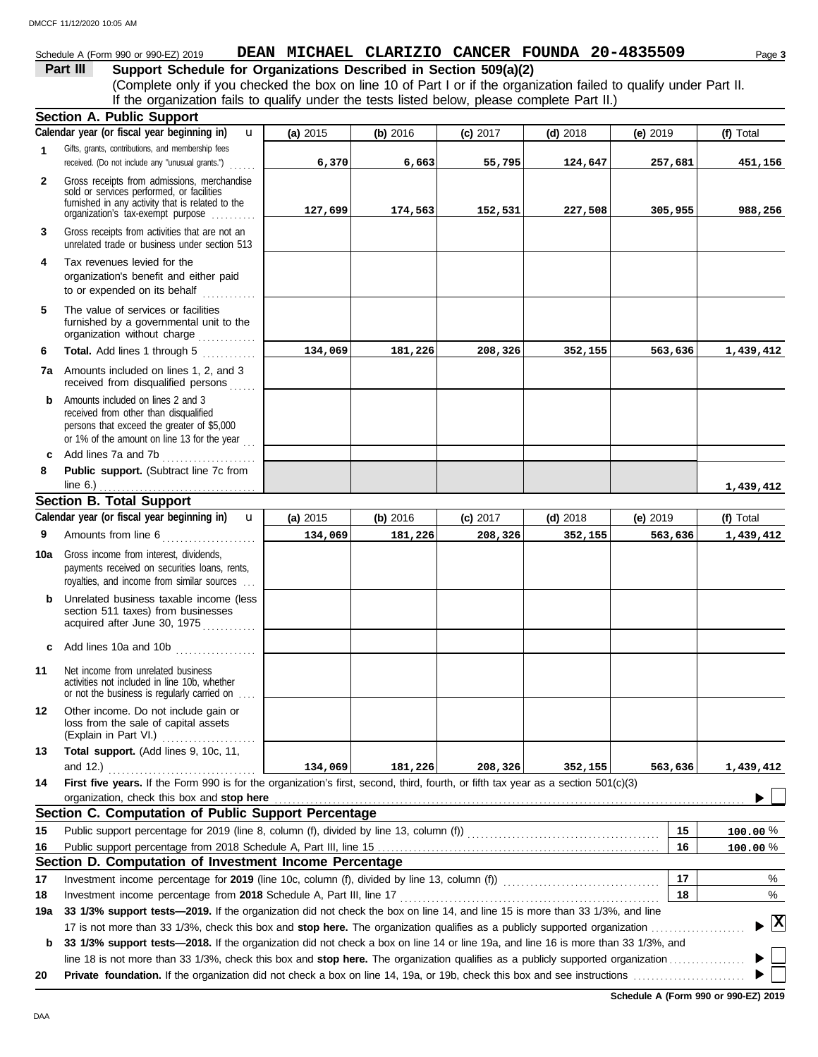Schedule A (Form 990 or 990-EZ) 2019 **DEAN MICHAEL CLARIZIO CANCER FOUNDA 20-4835509** Page **3**

## Part III Support Schedule for Organizations Described in Section 509(a)(2)

(Complete only if you checked the box on line 10 of Part I or if the organization failed to qualify under Part II. If the organization fails to qualify under the tests listed below, please complete Part II.)

### Section A. Public Support

| | Calendar year (or fiscal year beginning in) | (a) 2015 | (b) 2016 | (c) 2017 | (d) 2018 | (e) 2019 | (f) Total |
|---|---|---|---|---|---|---|---|
| 1 | Gifts, grants, contributions, and membership fees received. (Do not include any "unusual grants.") | 6,370 | 6,663 | 55,795 | 124,647 | 257,681 | 451,156 |
| 2 | Gross receipts from admissions, merchandise sold or services performed, or facilities furnished in any activity that is related to the organization's tax-exempt purpose | 127,699 | 174,563 | 152,531 | 227,508 | 305,955 | 988,256 |
| 3 | Gross receipts from activities that are not an unrelated trade or business under section 513 | | | | | | |
| 4 | Tax revenues levied for the organization's benefit and either paid to or expended on its behalf | | | | | | |
| 5 | The value of services or facilities furnished by a governmental unit to the organization without charge | | | | | | |
| 6 | **Total.** Add lines 1 through 5 | 134,069 | 181,226 | 208,326 | 352,155 | 563,636 | 1,439,412 |
| 7a | Amounts included on lines 1, 2, and 3 received from disqualified persons | | | | | | |
| b | Amounts included on lines 2 and 3 received from other than disqualified persons that exceed the greater of $5,000 or 1% of the amount on line 13 for the year | | | | | | |
| c | Add lines 7a and 7b | | | | | | |
| 8 | **Public support.** (Subtract line 7c from line 6.) | | | | | | 1,439,412 |

### Section B. Total Support

| | Calendar year (or fiscal year beginning in) | (a) 2015 | (b) 2016 | (c) 2017 | (d) 2018 | (e) 2019 | (f) Total |
|---|---|---|---|---|---|---|---|
| 9 | Amounts from line 6 | 134,069 | 181,226 | 208,326 | 352,155 | 563,636 | 1,439,412 |
| 10a | Gross income from interest, dividends, payments received on securities loans, rents, royalties, and income from similar sources | | | | | | |
| b | Unrelated business taxable income (less section 511 taxes) from businesses acquired after June 30, 1975 | | | | | | |
| c | Add lines 10a and 10b | | | | | | |
| 11 | Net income from unrelated business activities not included in line 10b, whether or not the business is regularly carried on | | | | | | |
| 12 | Other income. Do not include gain or loss from the sale of capital assets (Explain in Part VI.) | | | | | | |
| 13 | **Total support.** (Add lines 9, 10c, 11, and 12.) | 134,069 | 181,226 | 208,326 | 352,155 | 563,636 | 1,439,412 |

**14** **First five years.** If the Form 990 is for the organization's first, second, third, fourth, or fifth tax year as a section 501(c)(3) organization, check this box and **stop here** ☐

### Section C. Computation of Public Support Percentage

| | | | |
|---|---|---|---|
| 15 | Public support percentage for 2019 (line 8, column (f), divided by line 13, column (f)) | 15 | 100.00 % |
| 16 | Public support percentage from 2018 Schedule A, Part III, line 15 | 16 | 100.00 % |

### Section D. Computation of Investment Income Percentage

| | | | |
|---|---|---|---|
| 17 | Investment income percentage for **2019** (line 10c, column (f), divided by line 13, column (f)) | 17 | % |
| 18 | Investment income percentage from **2018** Schedule A, Part III, line 17 | 18 | % |

**19a** **33 1/3% support tests—2019.** If the organization did not check the box on line 14, and line 15 is more than 33 1/3%, and line 17 is not more than 33 1/3%, check this box and **stop here.** The organization qualifies as a publicly supported organization ☒

**b** **33 1/3% support tests—2018.** If the organization did not check a box on line 14 or line 19a, and line 16 is more than 33 1/3%, and line 18 is not more than 33 1/3%, check this box and **stop here.** The organization qualifies as a publicly supported organization ☐

**20** **Private foundation.** If the organization did not check a box on line 14, 19a, or 19b, check this box and see instructions ☐

**Schedule A (Form 990 or 990-EZ) 2019**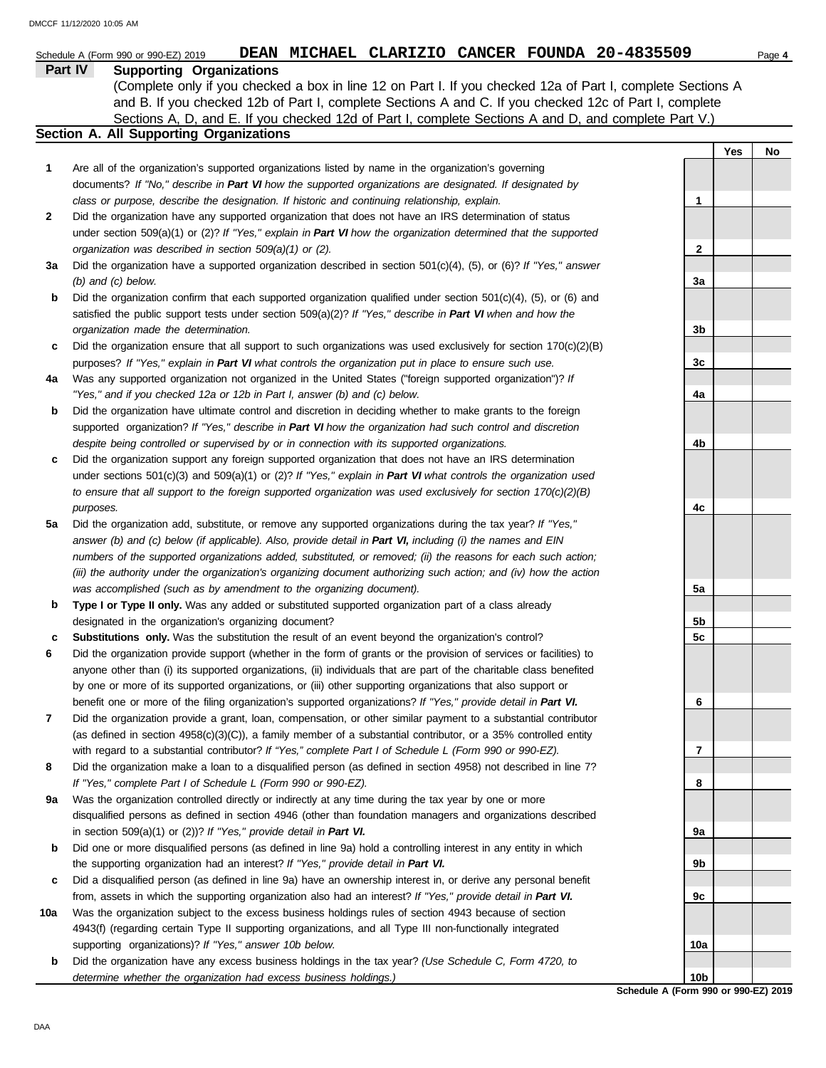Schedule A (Form 990 or 990-EZ) 2019 **DEAN MICHAEL CLARIZIO CANCER FOUNDA 20-4835509**

## Part IV Supporting Organizations

(Complete only if you checked a box in line 12 on Part I. If you checked 12a of Part I, complete Sections A and B. If you checked 12b of Part I, complete Sections A and C. If you checked 12c of Part I, complete Sections A, D, and E. If you checked 12d of Part I, complete Sections A and D, and complete Part V.)

### Section A. All Supporting Organizations

| | | | Yes | No |
|---|---|---|---|---|
| **1** | Are all of the organization's supported organizations listed by name in the organization's governing documents? *If "No," describe in **Part VI** how the supported organizations are designated. If designated by class or purpose, describe the designation. If historic and continuing relationship, explain.* | 1 | | |
| **2** | Did the organization have any supported organization that does not have an IRS determination of status under section 509(a)(1) or (2)? *If "Yes," explain in **Part VI** how the organization determined that the supported organization was described in section 509(a)(1) or (2).* | 2 | | |
| **3a** | Did the organization have a supported organization described in section 501(c)(4), (5), or (6)? *If "Yes," answer (b) and (c) below.* | 3a | | |
| **b** | Did the organization confirm that each supported organization qualified under section 501(c)(4), (5), or (6) and satisfied the public support tests under section 509(a)(2)? *If "Yes," describe in **Part VI** when and how the organization made the determination.* | 3b | | |
| **c** | Did the organization ensure that all support to such organizations was used exclusively for section 170(c)(2)(B) purposes? *If "Yes," explain in **Part VI** what controls the organization put in place to ensure such use.* | 3c | | |
| **4a** | Was any supported organization not organized in the United States ("foreign supported organization")? *If "Yes," and if you checked 12a or 12b in Part I, answer (b) and (c) below.* | 4a | | |
| **b** | Did the organization have ultimate control and discretion in deciding whether to make grants to the foreign supported organization? *If "Yes," describe in **Part VI** how the organization had such control and discretion despite being controlled or supervised by or in connection with its supported organizations.* | 4b | | |
| **c** | Did the organization support any foreign supported organization that does not have an IRS determination under sections 501(c)(3) and 509(a)(1) or (2)? *If "Yes," explain in **Part VI** what controls the organization used to ensure that all support to the foreign supported organization was used exclusively for section 170(c)(2)(B) purposes.* | 4c | | |
| **5a** | Did the organization add, substitute, or remove any supported organizations during the tax year? *If "Yes," answer (b) and (c) below (if applicable). Also, provide detail in **Part VI,** including (i) the names and EIN numbers of the supported organizations added, substituted, or removed; (ii) the reasons for each such action; (iii) the authority under the organization's organizing document authorizing such action; and (iv) how the action was accomplished (such as by amendment to the organizing document).* | 5a | | |
| **b** | **Type I or Type II only.** Was any added or substituted supported organization part of a class already designated in the organization's organizing document? | 5b | | |
| **c** | **Substitutions only.** Was the substitution the result of an event beyond the organization's control? | 5c | | |
| **6** | Did the organization provide support (whether in the form of grants or the provision of services or facilities) to anyone other than (i) its supported organizations, (ii) individuals that are part of the charitable class benefited by one or more of its supported organizations, or (iii) other supporting organizations that also support or benefit one or more of the filing organization's supported organizations? *If "Yes," provide detail in **Part VI.*** | 6 | | |
| **7** | Did the organization provide a grant, loan, compensation, or other similar payment to a substantial contributor (as defined in section 4958(c)(3)(C)), a family member of a substantial contributor, or a 35% controlled entity with regard to a substantial contributor? *If "Yes," complete Part I of Schedule L (Form 990 or 990-EZ).* | 7 | | |
| **8** | Did the organization make a loan to a disqualified person (as defined in section 4958) not described in line 7? *If "Yes," complete Part I of Schedule L (Form 990 or 990-EZ).* | 8 | | |
| **9a** | Was the organization controlled directly or indirectly at any time during the tax year by one or more disqualified persons as defined in section 4946 (other than foundation managers and organizations described in section 509(a)(1) or (2))? *If "Yes," provide detail in **Part VI.*** | 9a | | |
| **b** | Did one or more disqualified persons (as defined in line 9a) hold a controlling interest in any entity in which the supporting organization had an interest? *If "Yes," provide detail in **Part VI.*** | 9b | | |
| **c** | Did a disqualified person (as defined in line 9a) have an ownership interest in, or derive any personal benefit from, assets in which the supporting organization also had an interest? *If "Yes," provide detail in **Part VI.*** | 9c | | |
| **10a** | Was the organization subject to the excess business holdings rules of section 4943 because of section 4943(f) (regarding certain Type II supporting organizations, and all Type III non-functionally integrated supporting organizations)? *If "Yes," answer 10b below.* | 10a | | |
| **b** | Did the organization have any excess business holdings in the tax year? *(Use Schedule C, Form 4720, to determine whether the organization had excess business holdings.)* | 10b | | |

**Schedule A (Form 990 or 990-EZ) 2019**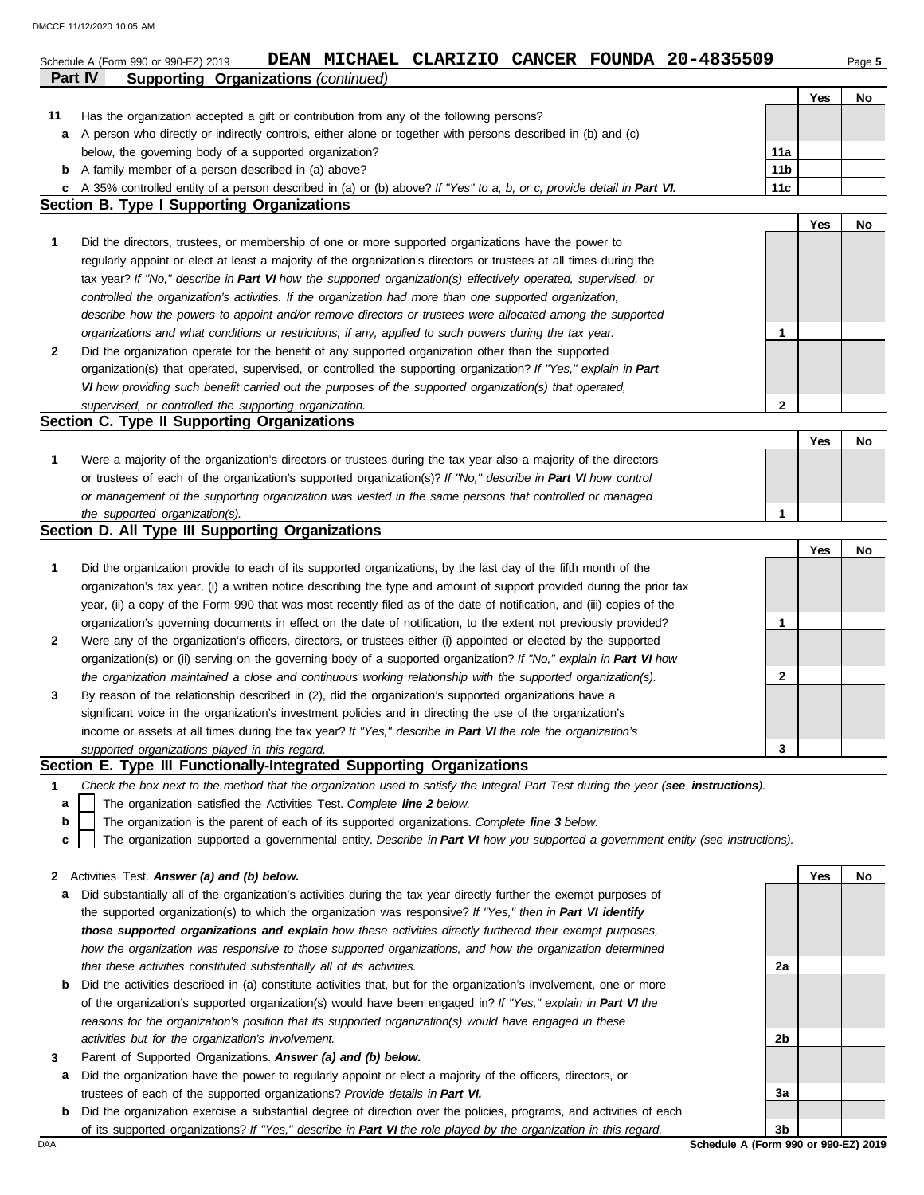Schedule A (Form 990 or 990-EZ) 2019 **DEAN MICHAEL CLARIZIO CANCER FOUNDA 20-4835509**

## Part IV Supporting Organizations *(continued)*

| | | | Yes | No |
|---|---|---|---|---|
| **11** | Has the organization accepted a gift or contribution from any of the following persons? | | | |
| **a** | A person who directly or indirectly controls, either alone or with persons described in (b) and (c) below, the governing body of a supported organization? | **11a** | | |
| **b** | A family member of a person described in (a) above? | **11b** | | |
| **c** | A 35% controlled entity of a person described in (a) or (b) above? *If "Yes" to a, b, or c, provide detail in* ***Part VI.*** | **11c** | | |

### Section B. Type I Supporting Organizations

| | | | Yes | No |
|---|---|---|---|---|
| **1** | Did the directors, trustees, or membership of one or more supported organizations have the power to regularly appoint or elect at least a majority of the organization's directors or trustees at all times during the tax year? *If "No," describe in* ***Part VI*** *how the supported organization(s) effectively operated, supervised, or controlled the organization's activities. If the organization had more than one supported organization, describe how the powers to appoint and/or remove directors or trustees were allocated among the supported organizations and what conditions or restrictions, if any, applied to such powers during the tax year.* | **1** | | |
| **2** | Did the organization operate for the benefit of any supported organization other than the supported organization(s) that operated, supervised, or controlled the supporting organization? *If "Yes," explain in* ***Part VI*** *how providing such benefit carried out the purposes of the supported organization(s) that operated, supervised, or controlled the supporting organization.* | **2** | | |

### Section C. Type II Supporting Organizations

| | | | Yes | No |
|---|---|---|---|---|
| **1** | Were a majority of the organization's directors or trustees during the tax year also a majority of the directors or trustees of each of the organization's supported organization(s)? *If "No," describe in* ***Part VI*** *how control or management of the supporting organization was vested in the same persons that controlled or managed the supported organization(s).* | **1** | | |

### Section D. All Type III Supporting Organizations

| | | | Yes | No |
|---|---|---|---|---|
| **1** | Did the organization provide to each of its supported organizations, by the last day of the fifth month of the organization's tax year, (i) a written notice describing the type and amount of support provided during the prior tax year, (ii) a copy of the Form 990 that was most recently filed as of the date of notification, and (iii) copies of the organization's governing documents in effect on the date of notification, to the extent not previously provided? | **1** | | |
| **2** | Were any of the organization's officers, directors, or trustees either (i) appointed or elected by the supported organization(s) or (ii) serving on the governing body of a supported organization? *If "No," explain in* ***Part VI*** *how the organization maintained a close and continuous working relationship with the supported organization(s).* | **2** | | |
| **3** | By reason of the relationship described in (2), did the organization's supported organizations have a significant voice in the organization's investment policies and in directing the use of the organization's income or assets at all times during the tax year? *If "Yes," describe in* ***Part VI*** *the role the organization's supported organizations played in this regard.* | **3** | | |

### Section E. Type III Functionally-Integrated Supporting Organizations

**1** *Check the box next to the method that the organization used to satisfy the Integral Part Test during the year (**see instructions**).*

- **a** ☐ The organization satisfied the Activities Test. *Complete **line 2** below.*
- **b** ☐ The organization is the parent of each of its supported organizations. *Complete **line 3** below.*
- **c** ☐ The organization supported a governmental entity. *Describe in **Part VI** how you supported a government entity (see instructions).*

| | | | Yes | No |
|---|---|---|---|---|
| **2** | Activities Test. ***Answer (a) and (b) below.*** | | | |
| **a** | Did substantially all of the organization's activities during the tax year directly further the exempt purposes of the supported organization(s) to which the organization was responsive? *If "Yes," then in* ***Part VI identify those supported organizations and explain*** *how these activities directly furthered their exempt purposes, how the organization was responsive to those supported organizations, and how the organization determined that these activities constituted substantially all of its activities.* | **2a** | | |
| **b** | Did the activities described in (a) constitute activities that, but for the organization's involvement, one or more of the organization's supported organization(s) would have been engaged in? *If "Yes," explain in* ***Part VI*** *the reasons for the organization's position that its supported organization(s) would have engaged in these activities but for the organization's involvement.* | **2b** | | |
| **3** | Parent of Supported Organizations. ***Answer (a) and (b) below.*** | | | |
| **a** | Did the organization have the power to regularly appoint or elect a majority of the officers, directors, or trustees of each of the supported organizations? *Provide details in* ***Part VI.*** | **3a** | | |
| **b** | Did the organization exercise a substantial degree of direction over the policies, programs, and activities of each of its supported organizations? *If "Yes," describe in* ***Part VI*** *the role played by the organization in this regard.* | **3b** | | |

**Schedule A (Form 990 or 990-EZ) 2019**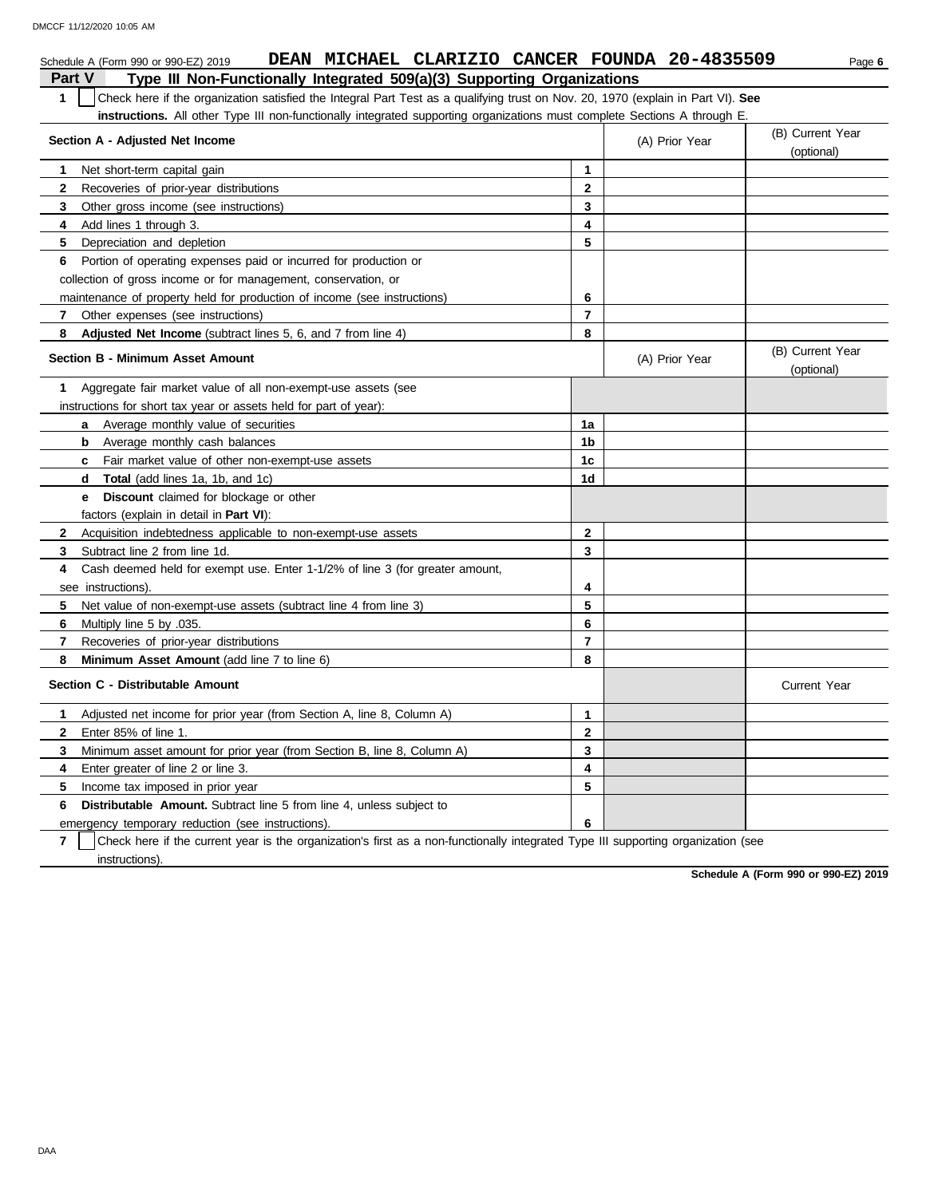Schedule A (Form 990 or 990-EZ) 2019 **DEAN MICHAEL CLARIZIO CANCER FOUNDA 20-4835509**

## Part V Type III Non-Functionally Integrated 509(a)(3) Supporting Organizations

**1** ☐ Check here if the organization satisfied the Integral Part Test as a qualifying trust on Nov. 20, 1970 (explain in Part VI). **See instructions.** All other Type III non-functionally integrated supporting organizations must complete Sections A through E.

| Section A - Adjusted Net Income | | (A) Prior Year | (B) Current Year (optional) |
|---|---|---|---|
| **1** Net short-term capital gain | 1 | | |
| **2** Recoveries of prior-year distributions | 2 | | |
| **3** Other gross income (see instructions) | 3 | | |
| **4** Add lines 1 through 3. | 4 | | |
| **5** Depreciation and depletion | 5 | | |
| **6** Portion of operating expenses paid or incurred for production or collection of gross income or for management, conservation, or maintenance of property held for production of income (see instructions) | 6 | | |
| **7** Other expenses (see instructions) | 7 | | |
| **8** **Adjusted Net Income** (subtract lines 5, 6, and 7 from line 4) | 8 | | |

| Section B - Minimum Asset Amount | | (A) Prior Year | (B) Current Year (optional) |
|---|---|---|---|
| **1** Aggregate fair market value of all non-exempt-use assets (see instructions for short tax year or assets held for part of year): | | | |
| **a** Average monthly value of securities | 1a | | |
| **b** Average monthly cash balances | 1b | | |
| **c** Fair market value of other non-exempt-use assets | 1c | | |
| **d** **Total** (add lines 1a, 1b, and 1c) | 1d | | |
| **e** **Discount** claimed for blockage or other factors (explain in detail in **Part VI**): | | | |
| **2** Acquisition indebtedness applicable to non-exempt-use assets | 2 | | |
| **3** Subtract line 2 from line 1d. | 3 | | |
| **4** Cash deemed held for exempt use. Enter 1-1/2% of line 3 (for greater amount, see instructions). | 4 | | |
| **5** Net value of non-exempt-use assets (subtract line 4 from line 3) | 5 | | |
| **6** Multiply line 5 by .035. | 6 | | |
| **7** Recoveries of prior-year distributions | 7 | | |
| **8** **Minimum Asset Amount** (add line 7 to line 6) | 8 | | |

| Section C - Distributable Amount | | | Current Year |
|---|---|---|---|
| **1** Adjusted net income for prior year (from Section A, line 8, Column A) | 1 | | |
| **2** Enter 85% of line 1. | 2 | | |
| **3** Minimum asset amount for prior year (from Section B, line 8, Column A) | 3 | | |
| **4** Enter greater of line 2 or line 3. | 4 | | |
| **5** Income tax imposed in prior year | 5 | | |
| **6** **Distributable Amount.** Subtract line 5 from line 4, unless subject to emergency temporary reduction (see instructions). | 6 | | |

**7** ☐ Check here if the current year is the organization's first as a non-functionally integrated Type III supporting organization (see instructions).

**Schedule A (Form 990 or 990-EZ) 2019**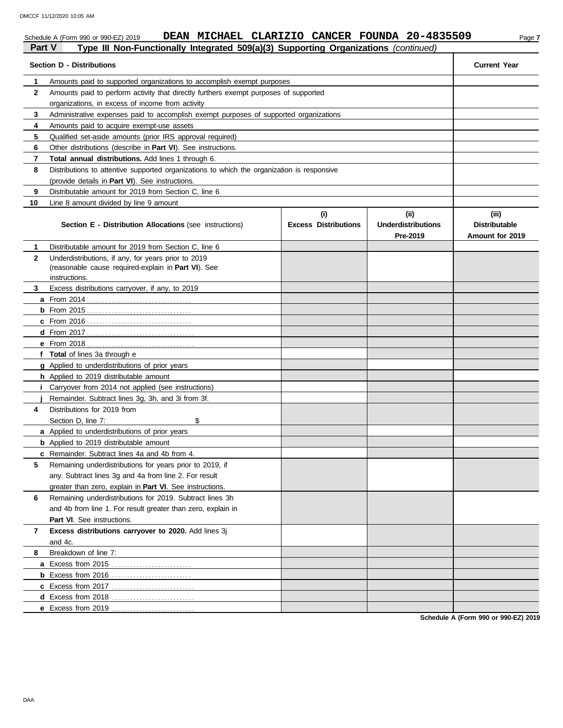Schedule A (Form 990 or 990-EZ) 2019 **DEAN MICHAEL CLARIZIO CANCER FOUNDA 20-4835509**

## Part V Type III Non-Functionally Integrated 509(a)(3) Supporting Organizations *(continued)*

| **Section D - Distributions** | **Current Year** |
|---|---|
| **1** Amounts paid to supported organizations to accomplish exempt purposes | |
| **2** Amounts paid to perform activity that directly furthers exempt purposes of supported organizations, in excess of income from activity | |
| **3** Administrative expenses paid to accomplish exempt purposes of supported organizations | |
| **4** Amounts paid to acquire exempt-use assets | |
| **5** Qualified set-aside amounts (prior IRS approval required) | |
| **6** Other distributions (describe in **Part VI**). See instructions. | |
| **7** **Total annual distributions.** Add lines 1 through 6. | |
| **8** Distributions to attentive supported organizations to which the organization is responsive (provide details in **Part VI**). See instructions. | |
| **9** Distributable amount for 2019 from Section C, line 6 | |
| **10** Line 8 amount divided by line 9 amount | |

| **Section E - Distribution Allocations** (see instructions) | **(i) Excess Distributions** | **(ii) Underdistributions Pre-2019** | **(iii) Distributable Amount for 2019** |
|---|---|---|---|
| **1** Distributable amount for 2019 from Section C, line 6 | | | |
| **2** Underdistributions, if any, for years prior to 2019 (reasonable cause required-explain in **Part VI**). See instructions. | | | |
| **3** Excess distributions carryover, if any, to 2019 | | | |
| **a** From 2014 | | | |
| **b** From 2015 | | | |
| **c** From 2016 | | | |
| **d** From 2017 | | | |
| **e** From 2018 | | | |
| **f** **Total** of lines 3a through e | | | |
| **g** Applied to underdistributions of prior years | | | |
| **h** Applied to 2019 distributable amount | | | |
| **i** Carryover from 2014 not applied (see instructions) | | | |
| **j** Remainder. Subtract lines 3g, 3h, and 3i from 3f. | | | |
| **4** Distributions for 2019 from Section D, line 7: $ | | | |
| **a** Applied to underdistributions of prior years | | | |
| **b** Applied to 2019 distributable amount | | | |
| **c** Remainder. Subtract lines 4a and 4b from 4. | | | |
| **5** Remaining underdistributions for years prior to 2019, if any. Subtract lines 3g and 4a from line 2. For result greater than zero, explain in **Part VI**. See instructions. | | | |
| **6** Remaining underdistributions for 2019. Subtract lines 3h and 4b from line 1. For result greater than zero, explain in **Part VI**. See instructions. | | | |
| **7** **Excess distributions carryover to 2020.** Add lines 3j and 4c. | | | |
| **8** Breakdown of line 7: | | | |
| **a** Excess from 2015 | | | |
| **b** Excess from 2016 | | | |
| **c** Excess from 2017 | | | |
| **d** Excess from 2018 | | | |
| **e** Excess from 2019 | | | |

**Schedule A (Form 990 or 990-EZ) 2019**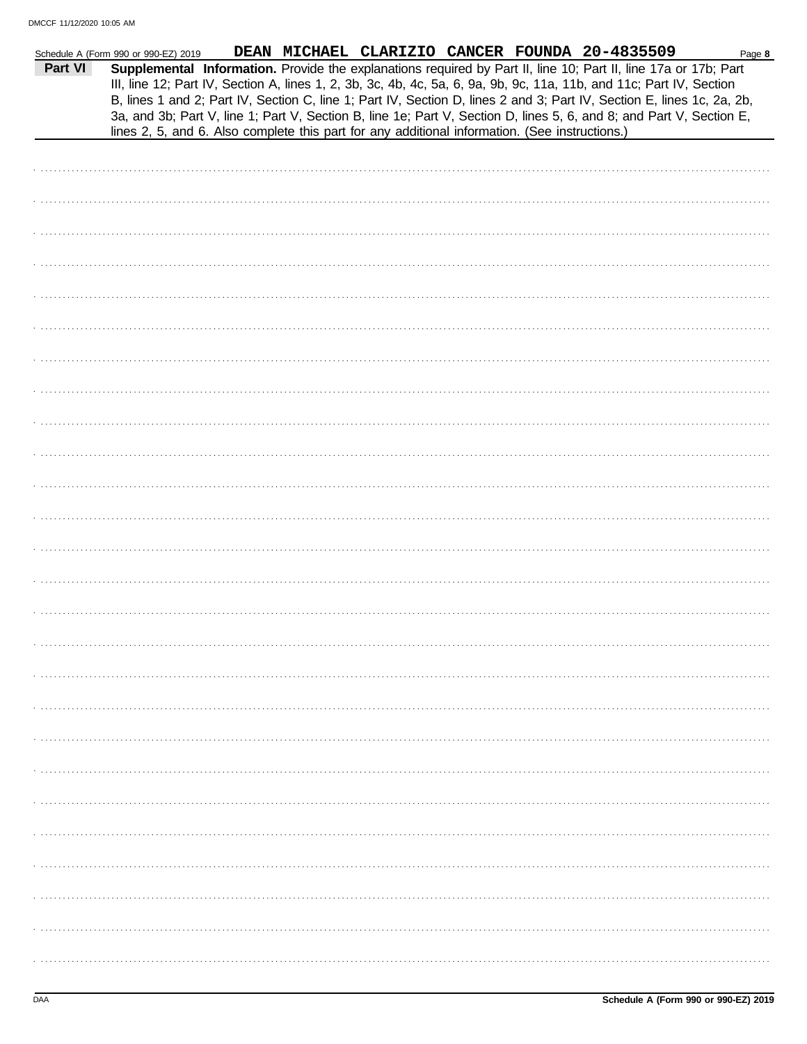Schedule A (Form 990 or 990-EZ) 2019 DEAN MICHAEL CLARIZIO CANCER FOUNDA 20-4835509

**Part VI** **Supplemental Information.** Provide the explanations required by Part II, line 10; Part II, line 17a or 17b; Part III, line 12; Part IV, Section A, lines 1, 2, 3b, 3c, 4b, 4c, 5a, 6, 9a, 9b, 9c, 11a, 11b, and 11c; Part IV, Section B, lines 1 and 2; Part IV, Section C, line 1; Part IV, Section D, lines 2 and 3; Part IV, Section E, lines 1c, 2a, 2b, 3a, and 3b; Part V, line 1; Part V, Section B, line 1e; Part V, Section D, lines 5, 6, and 8; and Part V, Section E, lines 2, 5, and 6. Also complete this part for any additional information. (See instructions.)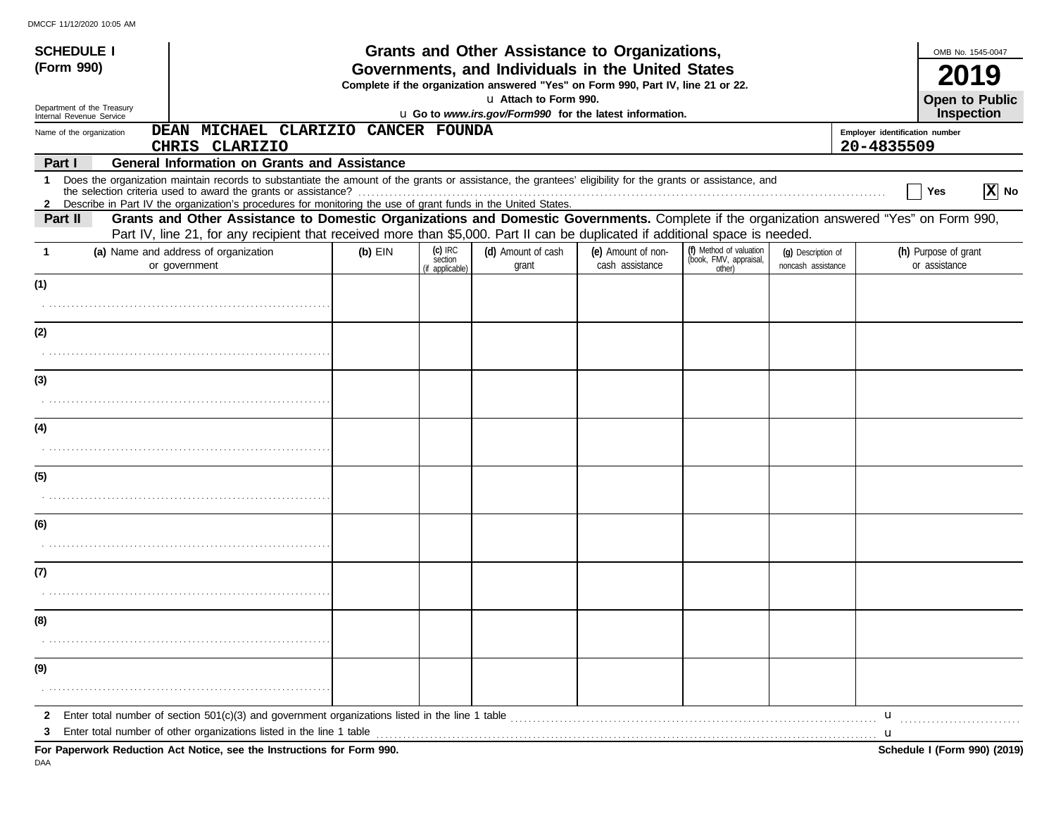DMCCF 11/12/2020 10:05 AM

**SCHEDULE I (Form 990)**

Department of the Treasury
Internal Revenue Service

# Grants and Other Assistance to Organizations, Governments, and Individuals in the United States

**Complete if the organization answered "Yes" on Form 990, Part IV, line 21 or 22.**

u **Attach to Form 990.**

u **Go to *www.irs.gov/Form990* for the latest information.**

OMB No. 1545-0047

**2019**

**Open to Public Inspection**

Name of the organization: **DEAN MICHAEL CLARIZIO CANCER FOUNDA CHRIS CLARIZIO**

Employer identification number: **20-4835509**

## Part I — General Information on Grants and Assistance

**1** Does the organization maintain records to substantiate the amount of the grants or assistance, the grantees' eligibility for the grants or assistance, and the selection criteria used to award the grants or assistance? ☐ **Yes** ☒ **No**

**2** Describe in Part IV the organization's procedures for monitoring the use of grant funds in the United States.

## Part II — Grants and Other Assistance to Domestic Organizations and Domestic Governments.

Complete if the organization answered "Yes" on Form 990, Part IV, line 21, for any recipient that received more than $5,000. Part II can be duplicated if additional space is needed.

| 1 | (a) Name and address of organization or government | (b) EIN | (c) IRC section (if applicable) | (d) Amount of cash grant | (e) Amount of non-cash assistance | (f) Method of valuation (book, FMV, appraisal, other) | (g) Description of noncash assistance | (h) Purpose of grant or assistance |
|---|---|---|---|---|---|---|---|---|
| (1) | | | | | | | | |
| (2) | | | | | | | | |
| (3) | | | | | | | | |
| (4) | | | | | | | | |
| (5) | | | | | | | | |
| (6) | | | | | | | | |
| (7) | | | | | | | | |
| (8) | | | | | | | | |
| (9) | | | | | | | | |

**2** Enter total number of section 501(c)(3) and government organizations listed in the line 1 table u

**3** Enter total number of other organizations listed in the line 1 table u

**For Paperwork Reduction Act Notice, see the Instructions for Form 990.**

**Schedule I (Form 990) (2019)**

DAA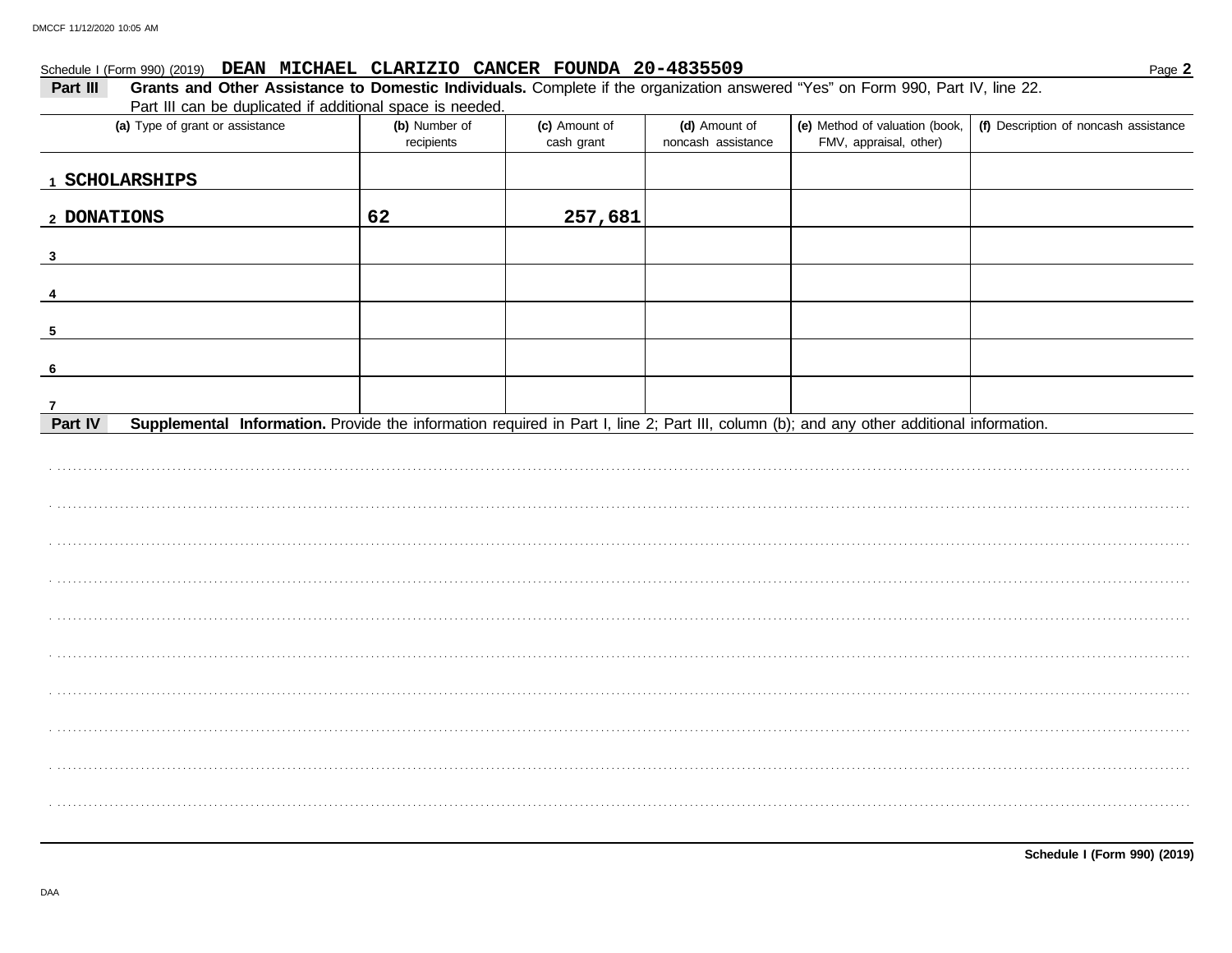Schedule I (Form 990) (2019) **DEAN MICHAEL CLARIZIO CANCER FOUNDA 20-4835509**

**Part III** **Grants and Other Assistance to Domestic Individuals.** Complete if the organization answered "Yes" on Form 990, Part IV, line 22. Part III can be duplicated if additional space is needed.

| (a) Type of grant or assistance | (b) Number of recipients | (c) Amount of cash grant | (d) Amount of noncash assistance | (e) Method of valuation (book, FMV, appraisal, other) | (f) Description of noncash assistance |
|---|---|---|---|---|---|
| 1 SCHOLARSHIPS | | | | | |
| 2 DONATIONS | 62 | 257,681 | | | |
| 3 | | | | | |
| 4 | | | | | |
| 5 | | | | | |
| 6 | | | | | |
| 7 | | | | | |

**Part IV** **Supplemental Information.** Provide the information required in Part I, line 2; Part III, column (b); and any other additional information.

**Schedule I (Form 990) (2019)**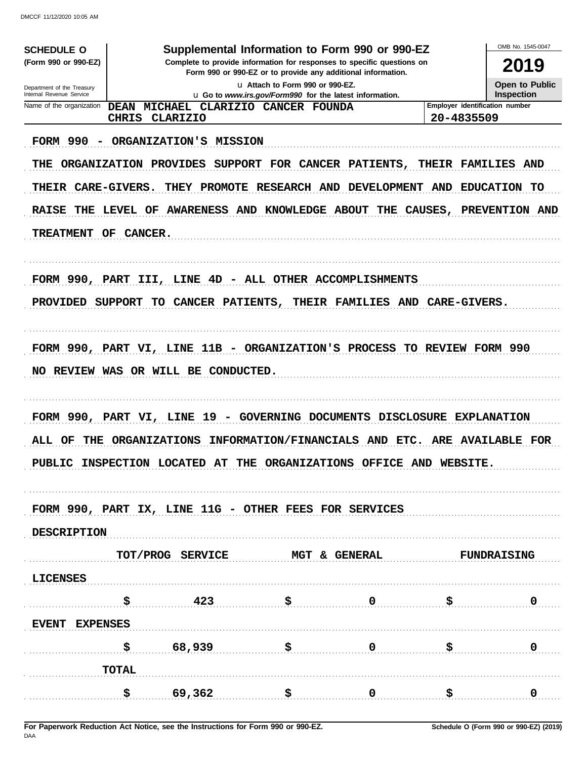DMCCF 11/12/2020 10:05 AM

**SCHEDULE O (Form 990 or 990-EZ)**

Department of the Treasury
Internal Revenue Service

# Supplemental Information to Form 990 or 990-EZ

**Complete to provide information for responses to specific questions on Form 990 or 990-EZ or to provide any additional information.**

u Attach to Form 990 or 990-EZ.
u Go to *www.irs.gov/Form990* for the latest information.

OMB No. 1545-0047

**2019**

**Open to Public Inspection**

Name of the organization: DEAN MICHAEL CLARIZIO CANCER FOUNDA CHRIS CLARIZIO

Employer identification number: 20-4835509

FORM 990 - ORGANIZATION'S MISSION

THE ORGANIZATION PROVIDES SUPPORT FOR CANCER PATIENTS, THEIR FAMILIES AND THEIR CARE-GIVERS. THEY PROMOTE RESEARCH AND DEVELOPMENT AND EDUCATION TO RAISE THE LEVEL OF AWARENESS AND KNOWLEDGE ABOUT THE CAUSES, PREVENTION AND TREATMENT OF CANCER.

FORM 990, PART III, LINE 4D - ALL OTHER ACCOMPLISHMENTS

PROVIDED SUPPORT TO CANCER PATIENTS, THEIR FAMILIES AND CARE-GIVERS.

FORM 990, PART VI, LINE 11B - ORGANIZATION'S PROCESS TO REVIEW FORM 990

NO REVIEW WAS OR WILL BE CONDUCTED.

FORM 990, PART VI, LINE 19 - GOVERNING DOCUMENTS DISCLOSURE EXPLANATION

ALL OF THE ORGANIZATIONS INFORMATION/FINANCIALS AND ETC. ARE AVAILABLE FOR PUBLIC INSPECTION LOCATED AT THE ORGANIZATIONS OFFICE AND WEBSITE.

FORM 990, PART IX, LINE 11G - OTHER FEES FOR SERVICES

| DESCRIPTION | TOT/PROG SERVICE | MGT & GENERAL | FUNDRAISING |
|---|---|---|---|
| LICENSES | $ 423 | $ 0 | $ 0 |
| EVENT EXPENSES | $ 68,939 | $ 0 | $ 0 |
| TOTAL | $ 69,362 | $ 0 | $ 0 |

For Paperwork Reduction Act Notice, see the Instructions for Form 990 or 990-EZ.

Schedule O (Form 990 or 990-EZ) (2019)

DAA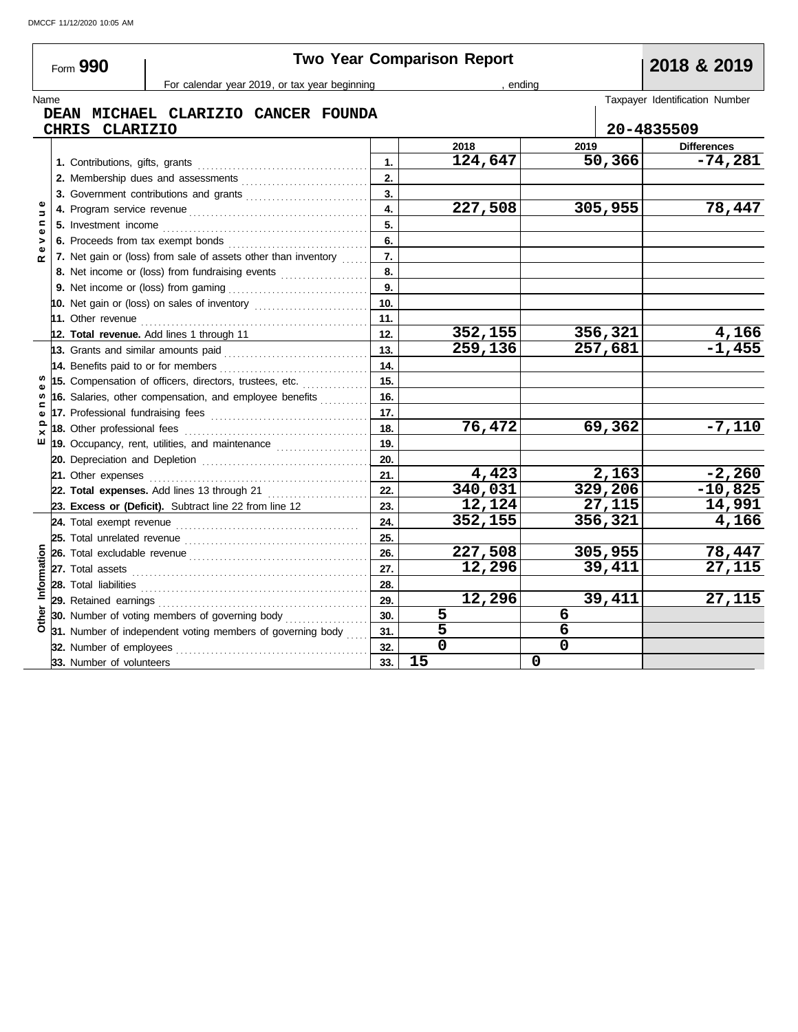DMCCF 11/12/2020 10:05 AM

# Form 990 — Two Year Comparison Report — 2018 & 2019

For calendar year 2019, or tax year beginning , ending

Name: DEAN MICHAEL CLARIZIO CANCER FOUNDA
CHRIS CLARIZIO

Taxpayer Identification Number: 20-4835509

| Section | Description | Line | 2018 | 2019 | Differences |
|---|---|---|---|---|---|
| Revenue | 1. Contributions, gifts, grants | 1. | 124,647 | 50,366 | -74,281 |
| | 2. Membership dues and assessments | 2. | | | |
| | 3. Government contributions and grants | 3. | | | |
| | 4. Program service revenue | 4. | 227,508 | 305,955 | 78,447 |
| | 5. Investment income | 5. | | | |
| | 6. Proceeds from tax exempt bonds | 6. | | | |
| | 7. Net gain or (loss) from sale of assets other than inventory | 7. | | | |
| | 8. Net income or (loss) from fundraising events | 8. | | | |
| | 9. Net income or (loss) from gaming | 9. | | | |
| | 10. Net gain or (loss) on sales of inventory | 10. | | | |
| | 11. Other revenue | 11. | | | |
| | **12. Total revenue.** Add lines 1 through 11 | 12. | 352,155 | 356,321 | 4,166 |
| Expenses | 13. Grants and similar amounts paid | 13. | 259,136 | 257,681 | -1,455 |
| | 14. Benefits paid to or for members | 14. | | | |
| | 15. Compensation of officers, directors, trustees, etc. | 15. | | | |
| | 16. Salaries, other compensation, and employee benefits | 16. | | | |
| | 17. Professional fundraising fees | 17. | | | |
| | 18. Other professional fees | 18. | 76,472 | 69,362 | -7,110 |
| | 19. Occupancy, rent, utilities, and maintenance | 19. | | | |
| | 20. Depreciation and Depletion | 20. | | | |
| | 21. Other expenses | 21. | 4,423 | 2,163 | -2,260 |
| | **22. Total expenses.** Add lines 13 through 21 | 22. | 340,031 | 329,206 | -10,825 |
| | **23. Excess or (Deficit).** Subtract line 22 from line 12 | 23. | 12,124 | 27,115 | 14,991 |
| Other Information | 24. Total exempt revenue | 24. | 352,155 | 356,321 | 4,166 |
| | 25. Total unrelated revenue | 25. | | | |
| | 26. Total excludable revenue | 26. | 227,508 | 305,955 | 78,447 |
| | 27. Total assets | 27. | 12,296 | 39,411 | 27,115 |
| | 28. Total liabilities | 28. | | | |
| | 29. Retained earnings | 29. | 12,296 | 39,411 | 27,115 |
| | 30. Number of voting members of governing body | 30. | 5 | 6 | |
| | 31. Number of independent voting members of governing body | 31. | 5 | 6 | |
| | 32. Number of employees | 32. | 0 | 0 | |
| | 33. Number of volunteers | 33. | 15 | 0 | |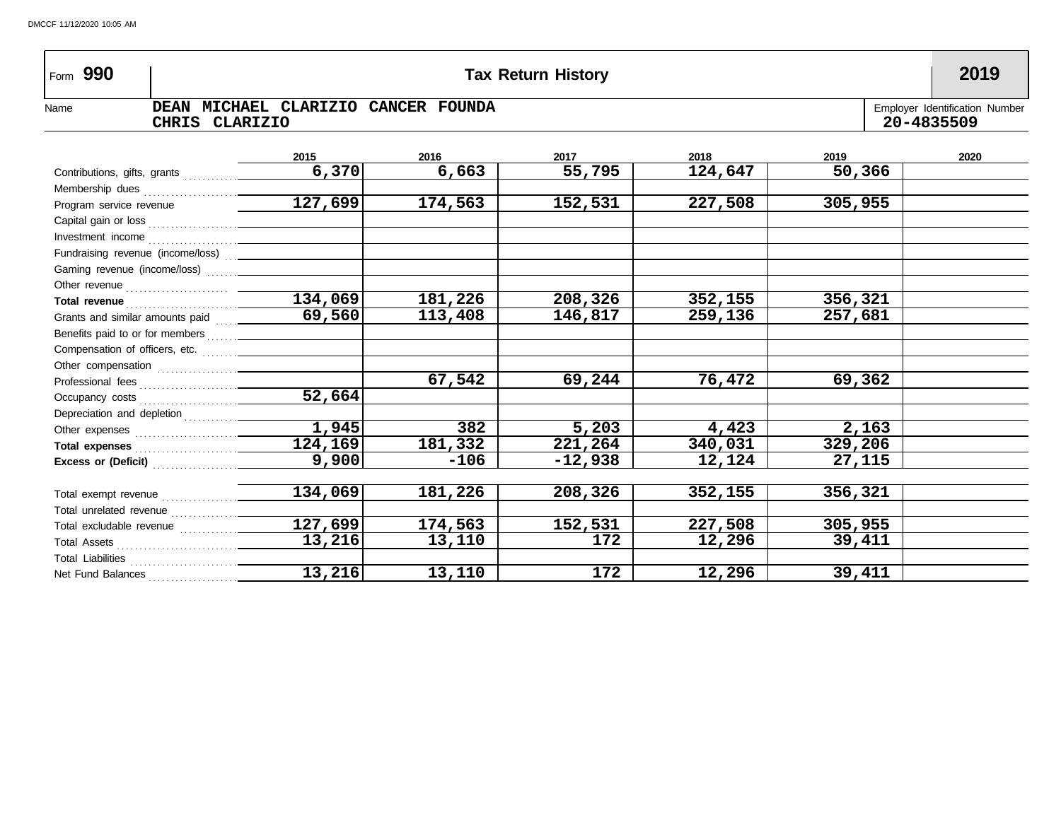Form **990** | **Tax Return History** | **2019**

Name: **DEAN MICHAEL CLARIZIO CANCER FOUNDA**
**CHRIS CLARIZIO**

Employer Identification Number: **20-4835509**

| | 2015 | 2016 | 2017 | 2018 | 2019 | 2020 |
|---|---|---|---|---|---|---|
| Contributions, gifts, grants | 6,370 | 6,663 | 55,795 | 124,647 | 50,366 | |
| Membership dues | | | | | | |
| Program service revenue | 127,699 | 174,563 | 152,531 | 227,508 | 305,955 | |
| Capital gain or loss | | | | | | |
| Investment income | | | | | | |
| Fundraising revenue (income/loss) | | | | | | |
| Gaming revenue (income/loss) | | | | | | |
| Other revenue | | | | | | |
| **Total revenue** | 134,069 | 181,226 | 208,326 | 352,155 | 356,321 | |
| Grants and similar amounts paid | 69,560 | 113,408 | 146,817 | 259,136 | 257,681 | |
| Benefits paid to or for members | | | | | | |
| Compensation of officers, etc. | | | | | | |
| Other compensation | | | | | | |
| Professional fees | | 67,542 | 69,244 | 76,472 | 69,362 | |
| Occupancy costs | 52,664 | | | | | |
| Depreciation and depletion | | | | | | |
| Other expenses | 1,945 | 382 | 5,203 | 4,423 | 2,163 | |
| **Total expenses** | 124,169 | 181,332 | 221,264 | 340,031 | 329,206 | |
| **Excess or (Deficit)** | 9,900 | -106 | -12,938 | 12,124 | 27,115 | |
| | | | | | | |
| Total exempt revenue | 134,069 | 181,226 | 208,326 | 352,155 | 356,321 | |
| Total unrelated revenue | | | | | | |
| Total excludable revenue | 127,699 | 174,563 | 152,531 | 227,508 | 305,955 | |
| Total Assets | 13,216 | 13,110 | 172 | 12,296 | 39,411 | |
| Total Liabilities | | | | | | |
| Net Fund Balances | 13,216 | 13,110 | 172 | 12,296 | 39,411 | |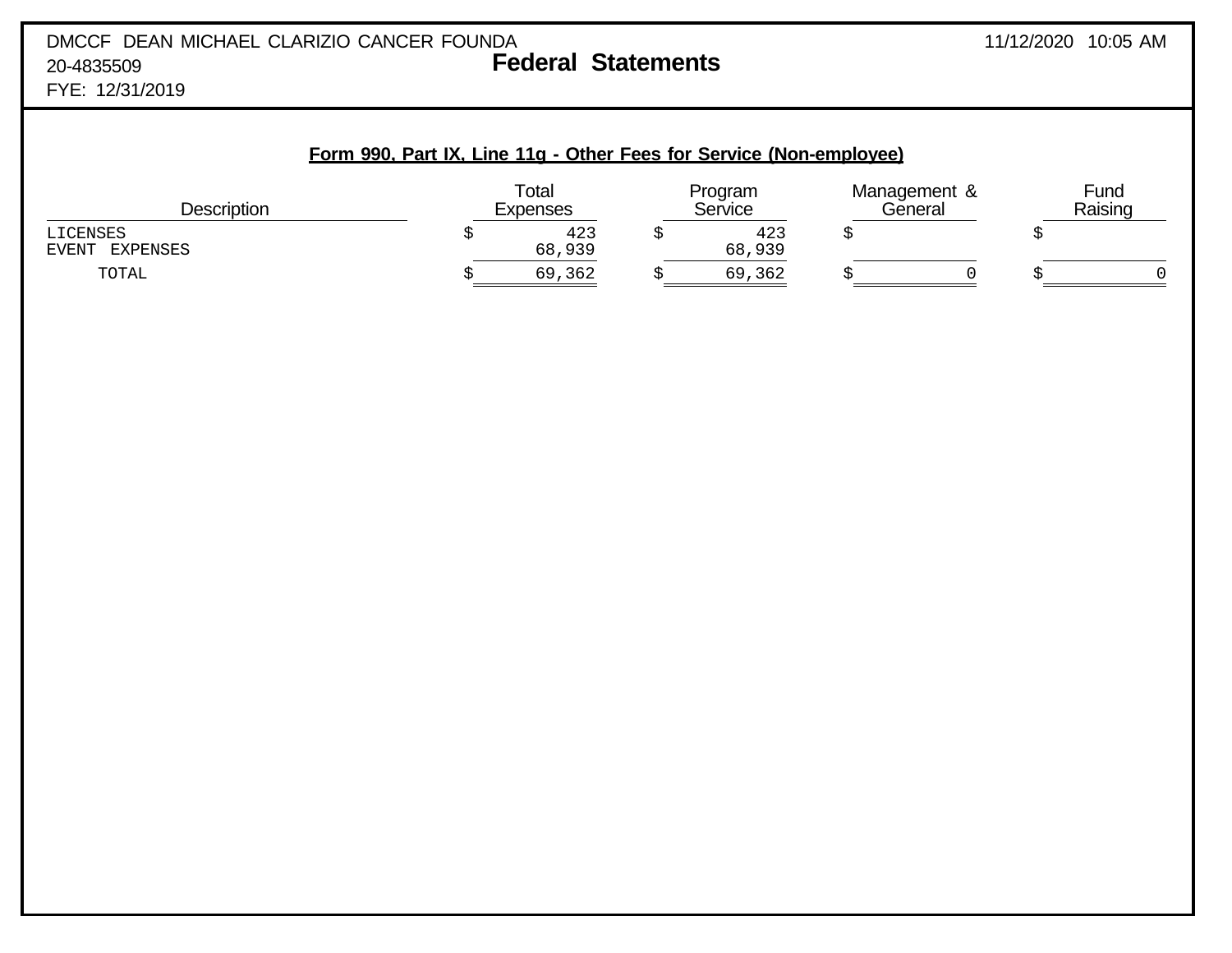DMCCF DEAN MICHAEL CLARIZIO CANCER FOUNDA
20-4835509
FYE: 12/31/2019

# Federal Statements

11/12/2020 10:05 AM

## Form 990, Part IX, Line 11g - Other Fees for Service (Non-employee)

| Description | Total Expenses | Program Service | Management & General | Fund Raising |
|---|---|---|---|---|
| LICENSES | $ 423 | $ 423 | $ | $ |
| EVENT EXPENSES | 68,939 | 68,939 | | |
| TOTAL | $ 69,362 | $ 69,362 | $ 0 | $ 0 |